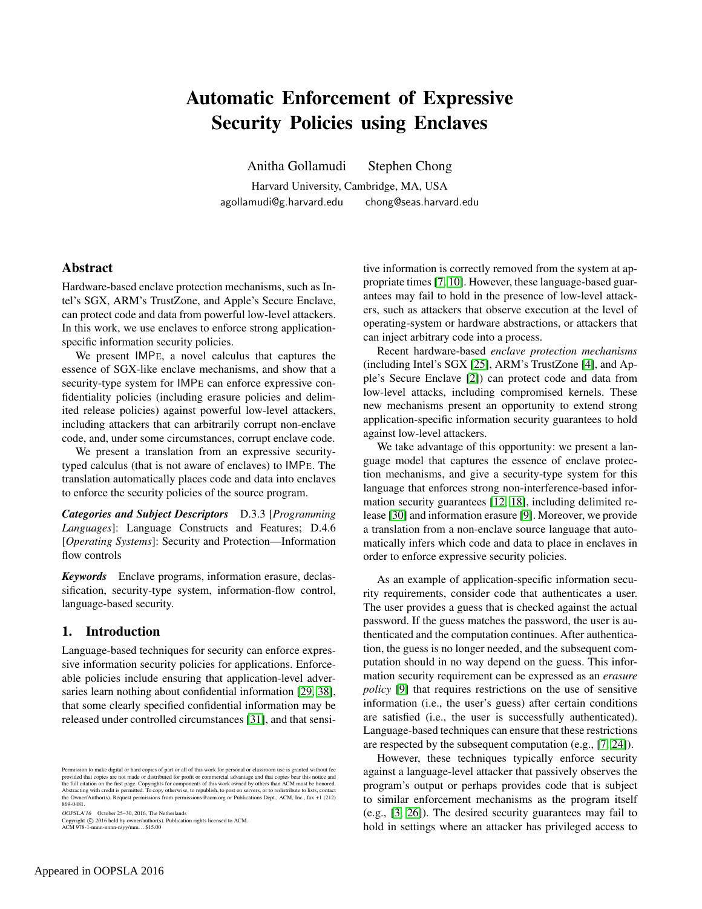# Automatic Enforcement of Expressive Security Policies using Enclaves

Anitha Gollamudi Stephen Chong

Harvard University, Cambridge, MA, USA

agollamudi@g.harvard.edu chong@seas.harvard.edu

## Abstract

Hardware-based enclave protection mechanisms, such as Intel's SGX, ARM's TrustZone, and Apple's Secure Enclave, can protect code and data from powerful low-level attackers. In this work, we use enclaves to enforce strong application-specific information security policies.

We present IMPE, a novel calculus that captures the essence of SGX-like enclave mechanisms, and show that a security-type system for IMPE can enforce expressive confidentiality policies (including erasure policies and delimited release policies) against powerful low-level attackers, including attackers that can arbitrarily corrupt non-enclave code, and, under some circumstances, corrupt enclave code.

We present a translation from an expressive security-typed calculus (that is not aware of enclaves) to IMPE. The translation automatically places code and data into enclaves to enforce the security policies of the source program.

***Categories and Subject Descriptors*** D.3.3 [*Programming Languages*]: Language Constructs and Features; D.4.6 [*Operating Systems*]: Security and Protection—Information flow controls

***Keywords*** Enclave programs, information erasure, declassification, security-type system, information-flow control, language-based security.

## 1. Introduction

Language-based techniques for security can enforce expressive information security policies for applications. Enforceable policies include ensuring that application-level adversaries learn nothing about confidential information [29, 38], that some clearly specified confidential information may be released under controlled circumstances [31], and that sensitive information is correctly removed from the system at appropriate times [7, 10]. However, these language-based guarantees may fail to hold in the presence of low-level attackers, such as attackers that observe execution at the level of operating-system or hardware abstractions, or attackers that can inject arbitrary code into a process.

Recent hardware-based *enclave protection mechanisms* (including Intel's SGX [25], ARM's TrustZone [4], and Apple's Secure Enclave [2]) can protect code and data from low-level attacks, including compromised kernels. These new mechanisms present an opportunity to extend strong application-specific information security guarantees to hold against low-level attackers.

We take advantage of this opportunity: we present a language model that captures the essence of enclave protection mechanisms, and give a security-type system for this language that enforces strong non-interference-based information security guarantees [12, 18], including delimited release [30] and information erasure [9]. Moreover, we provide a translation from a non-enclave source language that automatically infers which code and data to place in enclaves in order to enforce expressive security policies.

As an example of application-specific information security requirements, consider code that authenticates a user. The user provides a guess that is checked against the actual password. If the guess matches the password, the user is authenticated and the computation continues. After authentication, the guess is no longer needed, and the subsequent computation should in no way depend on the guess. This information security requirement can be expressed as an *erasure policy* [9] that requires restrictions on the use of sensitive information (i.e., the user's guess) after certain conditions are satisfied (i.e., the user is successfully authenticated). Language-based techniques can ensure that these restrictions are respected by the subsequent computation (e.g., [7, 24]).

However, these techniques typically enforce security against a language-level attacker that passively observes the program's output or perhaps provides code that is subject to similar enforcement mechanisms as the program itself (e.g., [3, 26]). The desired security guarantees may fail to hold in settings where an attacker has privileged access to

Permission to make digital or hard copies of part or all of this work for personal or classroom use is granted without fee provided that copies are not made or distributed for profit or commercial advantage and that copies bear this notice and the full citation on the first page. Copyrights for components of this work owned by others than ACM must be honored. Abstracting with credit is permitted. To copy otherwise, to republish, to post on servers, or to redistribute to lists, contact the Owner/Author(s). Request permissions from permissions@acm.org or Publications Dept., ACM, Inc., fax +1 (212) 869-0481.

*OOPSLA'16* October 25–30, 2016, The Netherlands
Copyright © 2016 held by owner/author(s). Publication rights licensed to ACM.
ACM 978-1-nnnn-nnnn-n/yy/mm. . . $15.00

Appeared in OOPSLA 2016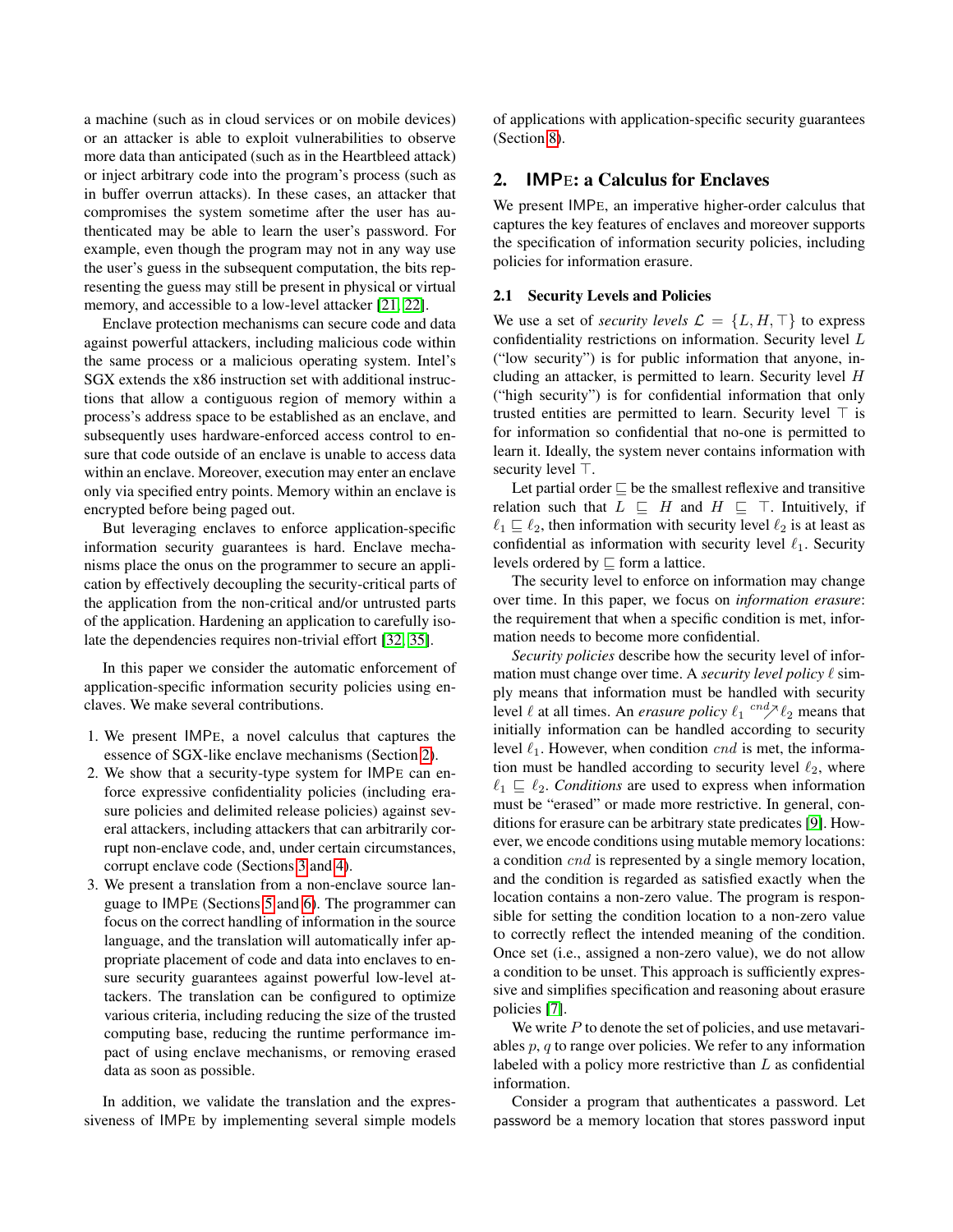a machine (such as in cloud services or on mobile devices) or an attacker is able to exploit vulnerabilities to observe more data than anticipated (such as in the Heartbleed attack) or inject arbitrary code into the program's process (such as in buffer overrun attacks). In these cases, an attacker that compromises the system sometime after the user has authenticated may be able to learn the user's password. For example, even though the program may not in any way use the user's guess in the subsequent computation, the bits representing the guess may still be present in physical or virtual memory, and accessible to a low-level attacker [21, 22].

Enclave protection mechanisms can secure code and data against powerful attackers, including malicious code within the same process or a malicious operating system. Intel's SGX extends the x86 instruction set with additional instructions that allow a contiguous region of memory within a process's address space to be established as an enclave, and subsequently uses hardware-enforced access control to ensure that code outside of an enclave is unable to access data within an enclave. Moreover, execution may enter an enclave only via specified entry points. Memory within an enclave is encrypted before being paged out.

But leveraging enclaves to enforce application-specific information security guarantees is hard. Enclave mechanisms place the onus on the programmer to secure an application by effectively decoupling the security-critical parts of the application from the non-critical and/or untrusted parts of the application. Hardening an application to carefully isolate the dependencies requires non-trivial effort [32, 35].

In this paper we consider the automatic enforcement of application-specific information security policies using enclaves. We make several contributions.

1. We present IMPE, a novel calculus that captures the essence of SGX-like enclave mechanisms (Section 2).
2. We show that a security-type system for IMPE can enforce expressive confidentiality policies (including erasure policies and delimited release policies) against several attackers, including attackers that can arbitrarily corrupt non-enclave code, and, under certain circumstances, corrupt enclave code (Sections 3 and 4).
3. We present a translation from a non-enclave source language to IMPE (Sections 5 and 6). The programmer can focus on the correct handling of information in the source language, and the translation will automatically infer appropriate placement of code and data into enclaves to ensure security guarantees against powerful low-level attackers. The translation can be configured to optimize various criteria, including reducing the size of the trusted computing base, reducing the runtime performance impact of using enclave mechanisms, or removing erased data as soon as possible.

In addition, we validate the translation and the expressiveness of IMPE by implementing several simple models of applications with application-specific security guarantees (Section 8).

## 2. IMPE: a Calculus for Enclaves

We present IMPE, an imperative higher-order calculus that captures the key features of enclaves and moreover supports the specification of information security policies, including policies for information erasure.

### 2.1 Security Levels and Policies

We use a set of *security levels* $\mathcal{L} = \{L, H, \top\}$ to express confidentiality restrictions on information. Security level $L$ ("low security") is for public information that anyone, including an attacker, is permitted to learn. Security level $H$ ("high security") is for confidential information that only trusted entities are permitted to learn. Security level $\top$ is for information so confidential that no-one is permitted to learn it. Ideally, the system never contains information with security level $\top$.

Let partial order $\sqsubseteq$ be the smallest reflexive and transitive relation such that $L \sqsubseteq H$ and $H \sqsubseteq \top$. Intuitively, if $\ell_1 \sqsubseteq \ell_2$, then information with security level $\ell_2$ is at least as confidential as information with security level $\ell_1$. Security levels ordered by $\sqsubseteq$ form a lattice.

The security level to enforce on information may change over time. In this paper, we focus on *information erasure*: the requirement that when a specific condition is met, information needs to become more confidential.

*Security policies* describe how the security level of information must change over time. A *security level policy* $\ell$ simply means that information must be handled with security level $\ell$ at all times. An *erasure policy* $\ell_1 \overset{cnd}{\nearrow} \ell_2$ means that initially information can be handled according to security level $\ell_1$. However, when condition $cnd$ is met, the information must be handled according to security level $\ell_2$, where $\ell_1 \sqsubseteq \ell_2$. *Conditions* are used to express when information must be "erased" or made more restrictive. In general, conditions for erasure can be arbitrary state predicates [9]. However, we encode conditions using mutable memory locations: a condition $cnd$ is represented by a single memory location, and the condition is regarded as satisfied exactly when the location contains a non-zero value. The program is responsible for setting the condition location to a non-zero value to correctly reflect the intended meaning of the condition. Once set (i.e., assigned a non-zero value), we do not allow a condition to be unset. This approach is sufficiently expressive and simplifies specification and reasoning about erasure policies [7].

We write $P$ to denote the set of policies, and use metavariables $p$, $q$ to range over policies. We refer to any information labeled with a policy more restrictive than $L$ as confidential information.

Consider a program that authenticates a password. Let password be a memory location that stores password input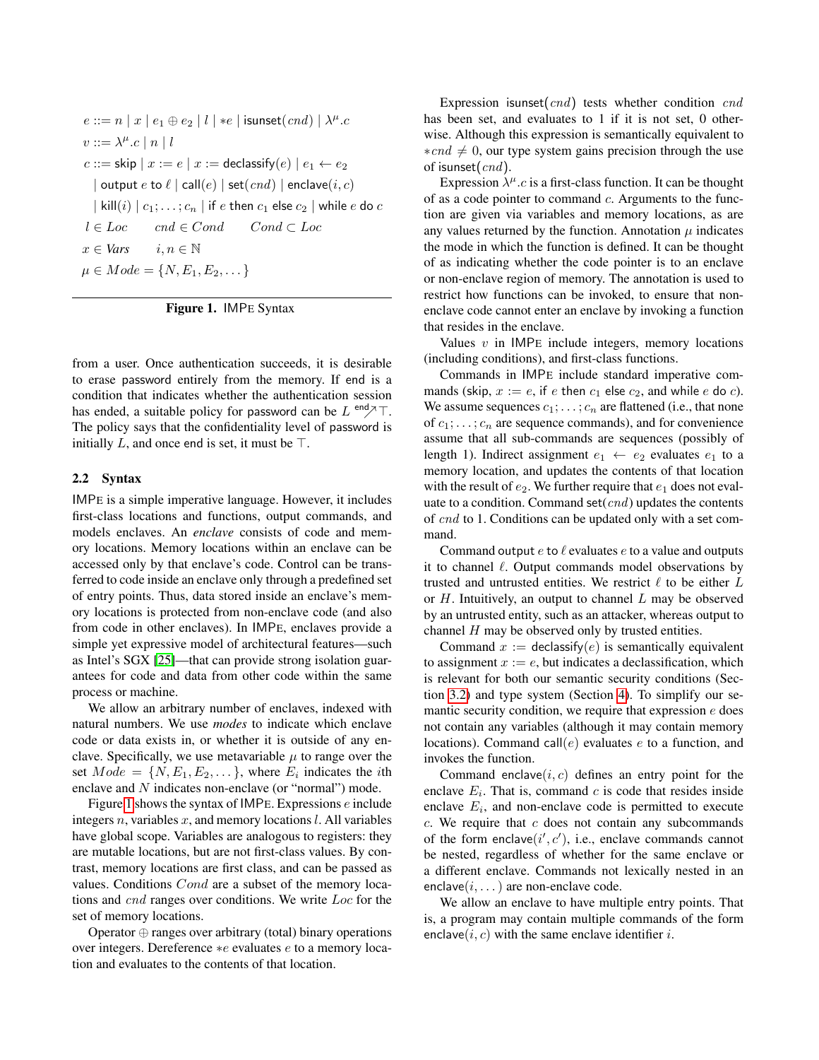$$
\begin{aligned}
e &::= n \mid x \mid e_1 \oplus e_2 \mid l \mid *e \mid \mathsf{isunset}(cnd) \mid \lambda^{\mu}.c \\
v &::= \lambda^{\mu}.c \mid n \mid l \\
c &::= \mathsf{skip} \mid x := e \mid x := \mathsf{declassify}(e) \mid e_1 \leftarrow e_2 \\
&\quad \mid \mathsf{output}\ e\ \mathsf{to}\ \ell \mid \mathsf{call}(e) \mid \mathsf{set}(cnd) \mid \mathsf{enclave}(i, c) \\
&\quad \mid \mathsf{kill}(i) \mid c_1; \ldots; c_n \mid \mathsf{if}\ e\ \mathsf{then}\ c_1\ \mathsf{else}\ c_2 \mid \mathsf{while}\ e\ \mathsf{do}\ c \\
&l \in Loc \qquad cnd \in Cond \qquad Cond \subset Loc \\
&x \in \mathit{Vars} \qquad i, n \in \mathbb{N} \\
&\mu \in Mode = \{N, E_1, E_2, \ldots\}
\end{aligned}
$$

**Figure 1.** IMPE Syntax

from a user. Once authentication succeeds, it is desirable to erase password entirely from the memory. If end is a condition that indicates whether the authentication session has ended, a suitable policy for password can be $L \overset{\mathsf{end}}{\nearrow} \top$. The policy says that the confidentiality level of password is initially $L$, and once end is set, it must be $\top$.

### 2.2 Syntax

IMPE is a simple imperative language. However, it includes first-class locations and functions, output commands, and models enclaves. An *enclave* consists of code and memory locations. Memory locations within an enclave can be accessed only by that enclave's code. Control can be transferred to code inside an enclave only through a predefined set of entry points. Thus, data stored inside an enclave's memory locations is protected from non-enclave code (and also from code in other enclaves). In IMPE, enclaves provide a simple yet expressive model of architectural features—such as Intel's SGX [25]—that can provide strong isolation guarantees for code and data from other code within the same process or machine.

We allow an arbitrary number of enclaves, indexed with natural numbers. We use *modes* to indicate which enclave code or data exists in, or whether it is outside of any enclave. Specifically, we use metavariable $\mu$ to range over the set $Mode = \{N, E_1, E_2, \ldots\}$, where $E_i$ indicates the $i$th enclave and $N$ indicates non-enclave (or "normal") mode.

Figure 1 shows the syntax of IMPE. Expressions $e$ include integers $n$, variables $x$, and memory locations $l$. All variables have global scope. Variables are analogous to registers: they are mutable locations, but are not first-class values. By contrast, memory locations are first class, and can be passed as values. Conditions $Cond$ are a subset of the memory locations and $cnd$ ranges over conditions. We write $Loc$ for the set of memory locations.

Operator $\oplus$ ranges over arbitrary (total) binary operations over integers. Dereference $*e$ evaluates $e$ to a memory location and evaluates to the contents of that location.

Expression $\mathsf{isunset}(cnd)$ tests whether condition $cnd$ has been set, and evaluates to 1 if it is not set, 0 otherwise. Although this expression is semantically equivalent to $*cnd \neq 0$, our type system gains precision through the use of $\mathsf{isunset}(cnd)$.

Expression $\lambda^{\mu}.c$ is a first-class function. It can be thought of as a code pointer to command $c$. Arguments to the function are given via variables and memory locations, as are any values returned by the function. Annotation $\mu$ indicates the mode in which the function is defined. It can be thought of as indicating whether the code pointer is to an enclave or non-enclave region of memory. The annotation is used to restrict how functions can be invoked, to ensure that non-enclave code cannot enter an enclave by invoking a function that resides in the enclave.

Values $v$ in IMPE include integers, memory locations (including conditions), and first-class functions.

Commands in IMPE include standard imperative commands (skip, $x := e$, if $e$ then $c_1$ else $c_2$, and while $e$ do $c$). We assume sequences $c_1; \ldots; c_n$ are flattened (i.e., that none of $c_1; \ldots; c_n$ are sequence commands), and for convenience assume that all sub-commands are sequences (possibly of length 1). Indirect assignment $e_1 \leftarrow e_2$ evaluates $e_1$ to a memory location, and updates the contents of that location with the result of $e_2$. We further require that $e_1$ does not evaluate to a condition. Command $\mathsf{set}(cnd)$ updates the contents of $cnd$ to 1. Conditions can be updated only with a set command.

Command output $e$ to $\ell$ evaluates $e$ to a value and outputs it to channel $\ell$. Output commands model observations by trusted and untrusted entities. We restrict $\ell$ to be either $L$ or $H$. Intuitively, an output to channel $L$ may be observed by an untrusted entity, such as an attacker, whereas output to channel $H$ may be observed only by trusted entities.

Command $x := \mathsf{declassify}(e)$ is semantically equivalent to assignment $x := e$, but indicates a declassification, which is relevant for both our semantic security conditions (Section 3.2) and type system (Section 4). To simplify our semantic security condition, we require that expression $e$ does not contain any variables (although it may contain memory locations). Command $\mathsf{call}(e)$ evaluates $e$ to a function, and invokes the function.

Command $\mathsf{enclave}(i, c)$ defines an entry point for the enclave $E_i$. That is, command $c$ is code that resides inside enclave $E_i$, and non-enclave code is permitted to execute $c$. We require that $c$ does not contain any subcommands of the form $\mathsf{enclave}(i', c')$, i.e., enclave commands cannot be nested, regardless of whether for the same enclave or a different enclave. Commands not lexically nested in an $\mathsf{enclave}(i, \ldots)$ are non-enclave code.

We allow an enclave to have multiple entry points. That is, a program may contain multiple commands of the form $\mathsf{enclave}(i, c)$ with the same enclave identifier $i$.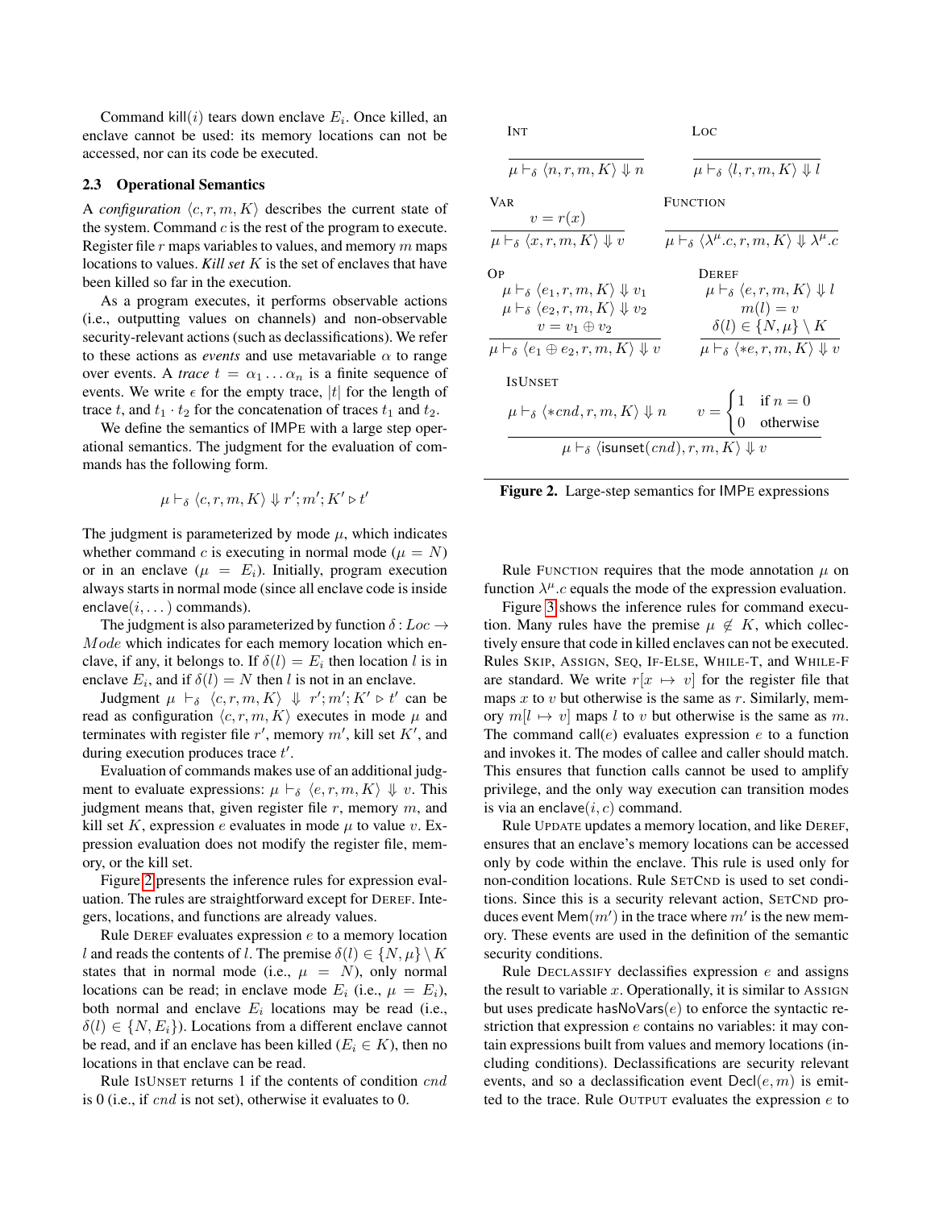Command $\mathsf{kill}(i)$ tears down enclave $E_i$. Once killed, an enclave cannot be used: its memory locations can not be accessed, nor can its code be executed.

### 2.3 Operational Semantics

A *configuration* $\langle c, r, m, K\rangle$ describes the current state of the system. Command $c$ is the rest of the program to execute. Register file $r$ maps variables to values, and memory $m$ maps locations to values. ***Kill set*** $K$ is the set of enclaves that have been killed so far in the execution.

As a program executes, it performs observable actions (i.e., outputting values on channels) and non-observable security-relevant actions (such as declassifications). We refer to these actions as *events* and use metavariable $\alpha$ to range over events. A *trace* $t = \alpha_1 \ldots \alpha_n$ is a finite sequence of events. We write $\epsilon$ for the empty trace, $|t|$ for the length of trace $t$, and $t_1 \cdot t_2$ for the concatenation of traces $t_1$ and $t_2$.

We define the semantics of IMPE with a large step operational semantics. The judgment for the evaluation of commands has the following form.

$$\mu \vdash_\delta \langle c, r, m, K\rangle \Downarrow r'; m'; K' \rhd t'$$

The judgment is parameterized by mode $\mu$, which indicates whether command $c$ is executing in normal mode ($\mu = N$) or in an enclave ($\mu = E_i$). Initially, program execution always starts in normal mode (since all enclave code is inside $\mathsf{enclave}(i, \ldots)$ commands).

The judgment is also parameterized by function $\delta : Loc \to Mode$ which indicates for each memory location which enclave, if any, it belongs to. If $\delta(l) = E_i$ then location $l$ is in enclave $E_i$, and if $\delta(l) = N$ then $l$ is not in an enclave.

Judgment $\mu \vdash_\delta \langle c, r, m, K\rangle \Downarrow r'; m'; K' \rhd t'$ can be read as configuration $\langle c, r, m, K\rangle$ executes in mode $\mu$ and terminates with register file $r'$, memory $m'$, kill set $K'$, and during execution produces trace $t'$.

Evaluation of commands makes use of an additional judgment to evaluate expressions: $\mu \vdash_\delta \langle e, r, m, K\rangle \Downarrow v$. This judgment means that, given register file $r$, memory $m$, and kill set $K$, expression $e$ evaluates in mode $\mu$ to value $v$. Expression evaluation does not modify the register file, memory, or the kill set.

Figure 2 presents the inference rules for expression evaluation. The rules are straightforward except for DEREF. Integers, locations, and functions are already values.

Rule DEREF evaluates expression $e$ to a memory location $l$ and reads the contents of $l$. The premise $\delta(l) \in \{N, \mu\} \setminus K$ states that in normal mode (i.e., $\mu = N$), only normal locations can be read; in enclave mode $E_i$ (i.e., $\mu = E_i$), both normal and enclave $E_i$ locations may be read (i.e., $\delta(l) \in \{N, E_i\}$). Locations from a different enclave cannot be read, and if an enclave has been killed ($E_i \in K$), then no locations in that enclave can be read.

Rule ISUNSET returns 1 if the contents of condition $cnd$ is 0 (i.e., if $cnd$ is not set), otherwise it evaluates to 0.

INT
$$\frac{}{\mu \vdash_\delta \langle n, r, m, K\rangle \Downarrow n}$$

LOC
$$\frac{}{\mu \vdash_\delta \langle l, r, m, K\rangle \Downarrow l}$$

VAR
$$\frac{v = r(x)}{\mu \vdash_\delta \langle x, r, m, K\rangle \Downarrow v}$$

FUNCTION
$$\frac{}{\mu \vdash_\delta \langle \lambda^\mu.c, r, m, K\rangle \Downarrow \lambda^\mu.c}$$

OP
$$\frac{\mu \vdash_\delta \langle e_1, r, m, K\rangle \Downarrow v_1 \quad \mu \vdash_\delta \langle e_2, r, m, K\rangle \Downarrow v_2 \quad v = v_1 \oplus v_2}{\mu \vdash_\delta \langle e_1 \oplus e_2, r, m, K\rangle \Downarrow v}$$

DEREF
$$\frac{\mu \vdash_\delta \langle e, r, m, K\rangle \Downarrow l \quad m(l) = v \quad \delta(l) \in \{N, \mu\} \setminus K}{\mu \vdash_\delta \langle *e, r, m, K\rangle \Downarrow v}$$

ISUNSET
$$\frac{\mu \vdash_\delta \langle *cnd, r, m, K\rangle \Downarrow n \qquad v = \begin{cases} 1 & \text{if } n = 0 \\ 0 & \text{otherwise} \end{cases}}{\mu \vdash_\delta \langle \mathsf{isunset}(cnd), r, m, K\rangle \Downarrow v}$$

**Figure 2.** Large-step semantics for IMPE expressions

Rule FUNCTION requires that the mode annotation $\mu$ on function $\lambda^\mu.c$ equals the mode of the expression evaluation.

Figure 3 shows the inference rules for command execution. Many rules have the premise $\mu \notin K$, which collectively ensure that code in killed enclaves can not be executed. Rules SKIP, ASSIGN, SEQ, IF-ELSE, WHILE-T, and WHILE-F are standard. We write $r[x \mapsto v]$ for the register file that maps $x$ to $v$ but otherwise is the same as $r$. Similarly, memory $m[l \mapsto v]$ maps $l$ to $v$ but otherwise is the same as $m$. The command $\mathsf{call}(e)$ evaluates expression $e$ to a function and invokes it. The modes of callee and caller should match. This ensures that function calls cannot be used to amplify privilege, and the only way execution can transition modes is via an $\mathsf{enclave}(i, c)$ command.

Rule UPDATE updates a memory location, and like DEREF, ensures that an enclave's memory locations can be accessed only by code within the enclave. This rule is used only for non-condition locations. Rule SETCND is used to set conditions. Since this is a security relevant action, SETCND produces event $\mathsf{Mem}(m')$ in the trace where $m'$ is the new memory. These events are used in the definition of the semantic security conditions.

Rule DECLASSIFY declassifies expression $e$ and assigns the result to variable $x$. Operationally, it is similar to ASSIGN but uses predicate $\mathsf{hasNoVars}(e)$ to enforce the syntactic restriction that expression $e$ contains no variables: it may contain expressions built from values and memory locations (including conditions). Declassifications are security relevant events, and so a declassification event $\mathsf{Decl}(e, m)$ is emitted to the trace. Rule OUTPUT evaluates the expression $e$ to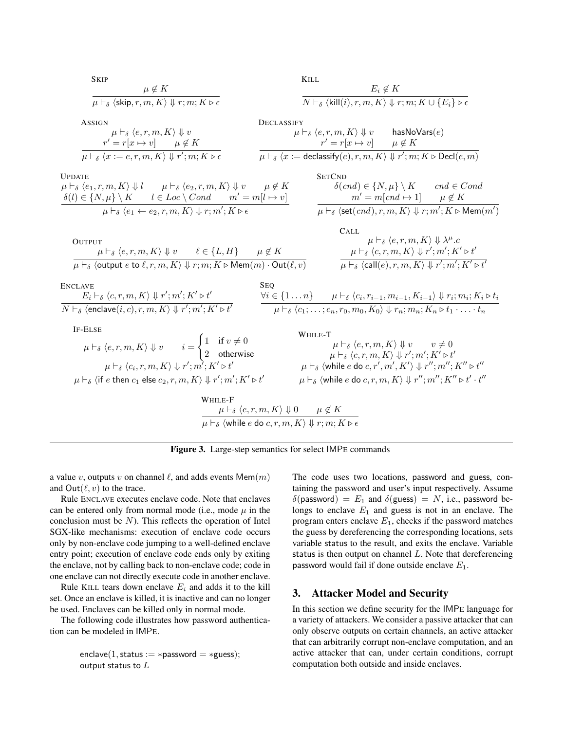**Skip**

$$\frac{\mu \notin K}{\mu \vdash_\delta \langle \mathsf{skip}, r, m, K \rangle \Downarrow r; m; K \triangleright \epsilon}$$

**Kill**

$$\frac{E_i \notin K}{N \vdash_\delta \langle \mathsf{kill}(i), r, m, K \rangle \Downarrow r; m; K \cup \{E_i\} \triangleright \epsilon}$$

**Assign**

$$\frac{\mu \vdash_\delta \langle e, r, m, K \rangle \Downarrow v \qquad r' = r[x \mapsto v] \qquad \mu \notin K}{\mu \vdash_\delta \langle x := e, r, m, K \rangle \Downarrow r'; m; K \triangleright \epsilon}$$

**Declassify**

$$\frac{\mu \vdash_\delta \langle e, r, m, K \rangle \Downarrow v \qquad \mathsf{hasNoVars}(e) \qquad r' = r[x \mapsto v] \qquad \mu \notin K}{\mu \vdash_\delta \langle x := \mathsf{declassify}(e), r, m, K \rangle \Downarrow r'; m; K \triangleright \mathsf{Decl}(e, m)}$$

**Update**

$$\frac{\mu \vdash_\delta \langle e_1, r, m, K \rangle \Downarrow l \qquad \mu \vdash_\delta \langle e_2, r, m, K \rangle \Downarrow v \qquad \mu \notin K \qquad \delta(l) \in \{N, \mu\} \setminus K \qquad l \in Loc \setminus Cond \qquad m' = m[l \mapsto v]}{\mu \vdash_\delta \langle e_1 \leftarrow e_2, r, m, K \rangle \Downarrow r; m'; K \triangleright \epsilon}$$

**SetCnd**

$$\frac{\delta(cnd) \in \{N, \mu\} \setminus K \qquad cnd \in Cond \qquad m' = m[cnd \mapsto 1] \qquad \mu \notin K}{\mu \vdash_\delta \langle \mathsf{set}(cnd), r, m, K \rangle \Downarrow r; m'; K \triangleright \mathsf{Mem}(m')}$$

**Output**

$$\frac{\mu \vdash_\delta \langle e, r, m, K \rangle \Downarrow v \qquad \ell \in \{L, H\} \qquad \mu \notin K}{\mu \vdash_\delta \langle \mathsf{output}\ e\ \mathsf{to}\ \ell, r, m, K \rangle \Downarrow r; m; K \triangleright \mathsf{Mem}(m) \cdot \mathsf{Out}(\ell, v)}$$

**Call**

$$\frac{\mu \vdash_\delta \langle e, r, m, K \rangle \Downarrow \lambda^\mu.c \qquad \mu \vdash_\delta \langle c, r, m, K \rangle \Downarrow r'; m'; K' \triangleright t'}{\mu \vdash_\delta \langle \mathsf{call}(e), r, m, K \rangle \Downarrow r'; m'; K' \triangleright t'}$$

**Enclave**

$$\frac{E_i \vdash_\delta \langle c, r, m, K \rangle \Downarrow r'; m'; K' \triangleright t'}{N \vdash_\delta \langle \mathsf{enclave}(i, c), r, m, K \rangle \Downarrow r'; m'; K' \triangleright t'}$$

**Seq**

$$\frac{\forall i \in \{1 \ldots n\} \qquad \mu \vdash_\delta \langle c_i, r_{i-1}, m_{i-1}, K_{i-1} \rangle \Downarrow r_i; m_i; K_i \triangleright t_i}{\mu \vdash_\delta \langle c_1; \ldots; c_n, r_0, m_0, K_0 \rangle \Downarrow r_n; m_n; K_n \triangleright t_1 \cdot \ldots \cdot t_n}$$

**If-Else**

$$\frac{\mu \vdash_\delta \langle e, r, m, K \rangle \Downarrow v \qquad i = \begin{cases} 1 & \text{if } v \neq 0 \\ 2 & \text{otherwise} \end{cases} \qquad \mu \vdash_\delta \langle c_i, r, m, K \rangle \Downarrow r'; m'; K' \triangleright t'}{\mu \vdash_\delta \langle \mathsf{if}\ e\ \mathsf{then}\ c_1\ \mathsf{else}\ c_2, r, m, K \rangle \Downarrow r'; m'; K' \triangleright t'}$$

**While-T**

$$\frac{\mu \vdash_\delta \langle e, r, m, K \rangle \Downarrow v \qquad v \neq 0 \qquad \mu \vdash_\delta \langle c, r, m, K \rangle \Downarrow r'; m'; K' \triangleright t' \qquad \mu \vdash_\delta \langle \mathsf{while}\ e\ \mathsf{do}\ c, r', m', K' \rangle \Downarrow r''; m''; K'' \triangleright t''}{\mu \vdash_\delta \langle \mathsf{while}\ e\ \mathsf{do}\ c, r, m, K \rangle \Downarrow r''; m''; K'' \triangleright t' \cdot t''}$$

**While-F**

$$\frac{\mu \vdash_\delta \langle e, r, m, K \rangle \Downarrow 0 \qquad \mu \notin K}{\mu \vdash_\delta \langle \mathsf{while}\ e\ \mathsf{do}\ c, r, m, K \rangle \Downarrow r; m; K \triangleright \epsilon}$$

**Figure 3.** Large-step semantics for select IMPE commands

a value $v$, outputs $v$ on channel $\ell$, and adds events $\mathsf{Mem}(m)$ and $\mathsf{Out}(\ell, v)$ to the trace.

Rule Enclave executes enclave code. Note that enclaves can be entered only from normal mode (i.e., mode $\mu$ in the conclusion must be $N$). This reflects the operation of Intel SGX-like mechanisms: execution of enclave code occurs only by non-enclave code jumping to a well-defined enclave entry point; execution of enclave code ends only by exiting the enclave, not by calling back to non-enclave code; code in one enclave can not directly execute code in another enclave.

Rule Kill tears down enclave $E_i$ and adds it to the kill set. Once an enclave is killed, it is inactive and can no longer be used. Enclaves can be killed only in normal mode.

The following code illustrates how password authentication can be modeled in IMPE.

```
enclave(1, status := *password = *guess);
output status to L
```

The code uses two locations, password and guess, containing the password and user's input respectively. Assume $\delta(\mathsf{password}) = E_1$ and $\delta(\mathsf{guess}) = N$, i.e., password belongs to enclave $E_1$ and guess is not in an enclave. The program enters enclave $E_1$, checks if the password matches the guess by dereferencing the corresponding locations, sets variable status to the result, and exits the enclave. Variable status is then output on channel $L$. Note that dereferencing password would fail if done outside enclave $E_1$.

## 3. Attacker Model and Security

In this section we define security for the IMPE language for a variety of attackers. We consider a passive attacker that can only observe outputs on certain channels, an active attacker that can arbitrarily corrupt non-enclave computation, and an active attacker that can, under certain conditions, corrupt computation both outside and inside enclaves.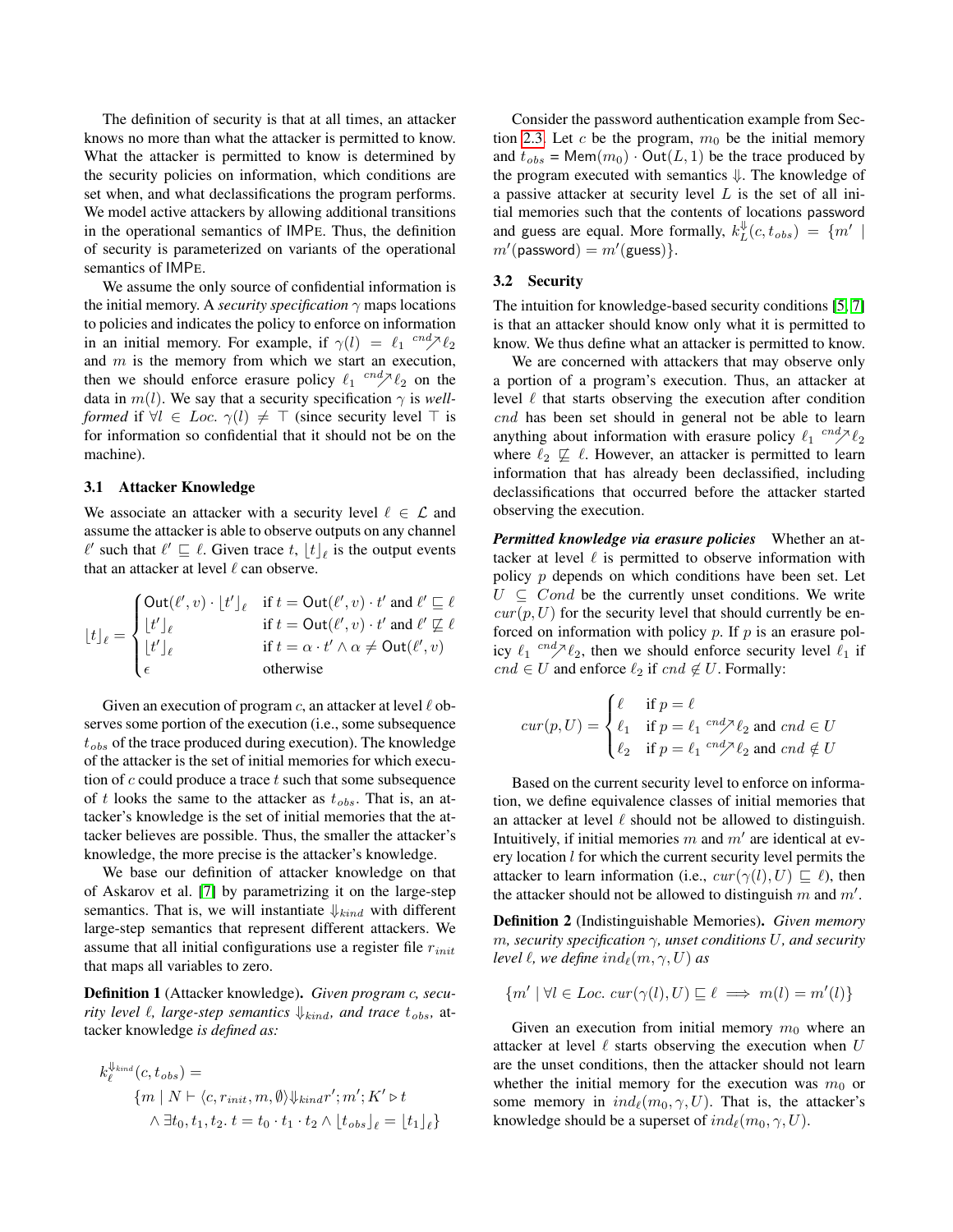The definition of security is that at all times, an attacker knows no more than what the attacker is permitted to know. What the attacker is permitted to know is determined by the security policies on information, which conditions are set when, and what declassifications the program performs. We model active attackers by allowing additional transitions in the operational semantics of IMPE. Thus, the definition of security is parameterized on variants of the operational semantics of IMPE.

We assume the only source of confidential information is the initial memory. A *security specification* $\gamma$ maps locations to policies and indicates the policy to enforce on information in an initial memory. For example, if $\gamma(l) = \ell_1 \overset{cnd}{\nearrow} \ell_2$ and $m$ is the memory from which we start an execution, then we should enforce erasure policy $\ell_1 \overset{cnd}{\nearrow} \ell_2$ on the data in $m(l)$. We say that a security specification $\gamma$ is *well-formed* if $\forall l \in Loc.\ \gamma(l) \neq \top$ (since security level $\top$ is for information so confidential that it should not be on the machine).

### 3.1 Attacker Knowledge

We associate an attacker with a security level $\ell \in \mathcal{L}$ and assume the attacker is able to observe outputs on any channel $\ell'$ such that $\ell' \sqsubseteq \ell$. Given trace $t$, $\lfloor t \rfloor_\ell$ is the output events that an attacker at level $\ell$ can observe.

$$
\lfloor t \rfloor_\ell = \begin{cases} \mathsf{Out}(\ell', v) \cdot \lfloor t' \rfloor_\ell & \text{if } t = \mathsf{Out}(\ell', v) \cdot t' \text{ and } \ell' \sqsubseteq \ell \\ \lfloor t' \rfloor_\ell & \text{if } t = \mathsf{Out}(\ell', v) \cdot t' \text{ and } \ell' \not\sqsubseteq \ell \\ \lfloor t' \rfloor_\ell & \text{if } t = \alpha \cdot t' \wedge \alpha \neq \mathsf{Out}(\ell', v) \\ \epsilon & \text{otherwise} \end{cases}
$$

Given an execution of program $c$, an attacker at level $\ell$ observes some portion of the execution (i.e., some subsequence $t_{obs}$ of the trace produced during execution). The knowledge of the attacker is the set of initial memories for which execution of $c$ could produce a trace $t$ such that some subsequence of $t$ looks the same to the attacker as $t_{obs}$. That is, an attacker's knowledge is the set of initial memories that the attacker believes are possible. Thus, the smaller the attacker's knowledge, the more precise is the attacker's knowledge.

We base our definition of attacker knowledge on that of Askarov et al. [7] by parametrizing it on the large-step semantics. That is, we will instantiate $\Downarrow_{kind}$ with different large-step semantics that represent different attackers. We assume that all initial configurations use a register file $r_{init}$ that maps all variables to zero.

**Definition 1** (Attacker knowledge)**.** *Given program $c$, security level $\ell$, large-step semantics $\Downarrow_{kind}$, and trace $t_{obs}$, attacker knowledge is defined as:*

$$
\begin{aligned}
k_\ell^{\Downarrow_{kind}}(c, t_{obs}) = \\
&\{m \mid N \vdash \langle c, r_{init}, m, \emptyset \rangle \Downarrow_{kind} r'; m'; K' \triangleright t \\
&\quad \wedge \exists t_0, t_1, t_2.\ t = t_0 \cdot t_1 \cdot t_2 \wedge \lfloor t_{obs} \rfloor_\ell = \lfloor t_1 \rfloor_\ell \}
\end{aligned}
$$

Consider the password authentication example from Section 2.3. Let $c$ be the program, $m_0$ be the initial memory and $t_{obs} = \mathsf{Mem}(m_0) \cdot \mathsf{Out}(L, 1)$ be the trace produced by the program executed with semantics $\Downarrow$. The knowledge of a passive attacker at security level $L$ is the set of all initial memories such that the contents of locations $\mathsf{password}$ and $\mathsf{guess}$ are equal. More formally, $k_L^{\Downarrow}(c, t_{obs}) = \{m' \mid m'(\mathsf{password}) = m'(\mathsf{guess})\}$.

### 3.2 Security

The intuition for knowledge-based security conditions [5, 7] is that an attacker should know only what it is permitted to know. We thus define what an attacker is permitted to know.

We are concerned with attackers that may observe only a portion of a program's execution. Thus, an attacker at level $\ell$ that starts observing the execution after condition $cnd$ has been set should in general not be able to learn anything about information with erasure policy $\ell_1 \overset{cnd}{\nearrow} \ell_2$ where $\ell_2 \not\sqsubseteq \ell$. However, an attacker is permitted to learn information that has already been declassified, including declassifications that occurred before the attacker started observing the execution.

***Permitted knowledge via erasure policies*** Whether an attacker at level $\ell$ is permitted to observe information with policy $p$ depends on which conditions have been set. Let $U \subseteq Cond$ be the currently unset conditions. We write $cur(p, U)$ for the security level that should currently be enforced on information with policy $p$. If $p$ is an erasure policy $\ell_1 \overset{cnd}{\nearrow} \ell_2$, then we should enforce security level $\ell_1$ if $cnd \in U$ and enforce $\ell_2$ if $cnd \notin U$. Formally:

$$
cur(p, U) = \begin{cases} \ell & \text{if } p = \ell \\ \ell_1 & \text{if } p = \ell_1 \overset{cnd}{\nearrow} \ell_2 \text{ and } cnd \in U \\ \ell_2 & \text{if } p = \ell_1 \overset{cnd}{\nearrow} \ell_2 \text{ and } cnd \notin U \end{cases}
$$

Based on the current security level to enforce on information, we define equivalence classes of initial memories that an attacker at level $\ell$ should not be allowed to distinguish. Intuitively, if initial memories $m$ and $m'$ are identical at every location $l$ for which the current security level permits the attacker to learn information (i.e., $cur(\gamma(l), U) \sqsubseteq \ell$), then the attacker should not be allowed to distinguish $m$ and $m'$.

**Definition 2** (Indistinguishable Memories)**.** *Given memory $m$, security specification $\gamma$, unset conditions $U$, and security level $\ell$, we define $ind_\ell(m, \gamma, U)$ as*

$$
\{m' \mid \forall l \in Loc.\ cur(\gamma(l), U) \sqsubseteq \ell \implies m(l) = m'(l)\}
$$

Given an execution from initial memory $m_0$ where an attacker at level $\ell$ starts observing the execution when $U$ are the unset conditions, then the attacker should not learn whether the initial memory for the execution was $m_0$ or some memory in $ind_\ell(m_0, \gamma, U)$. That is, the attacker's knowledge should be a superset of $ind_\ell(m_0, \gamma, U)$.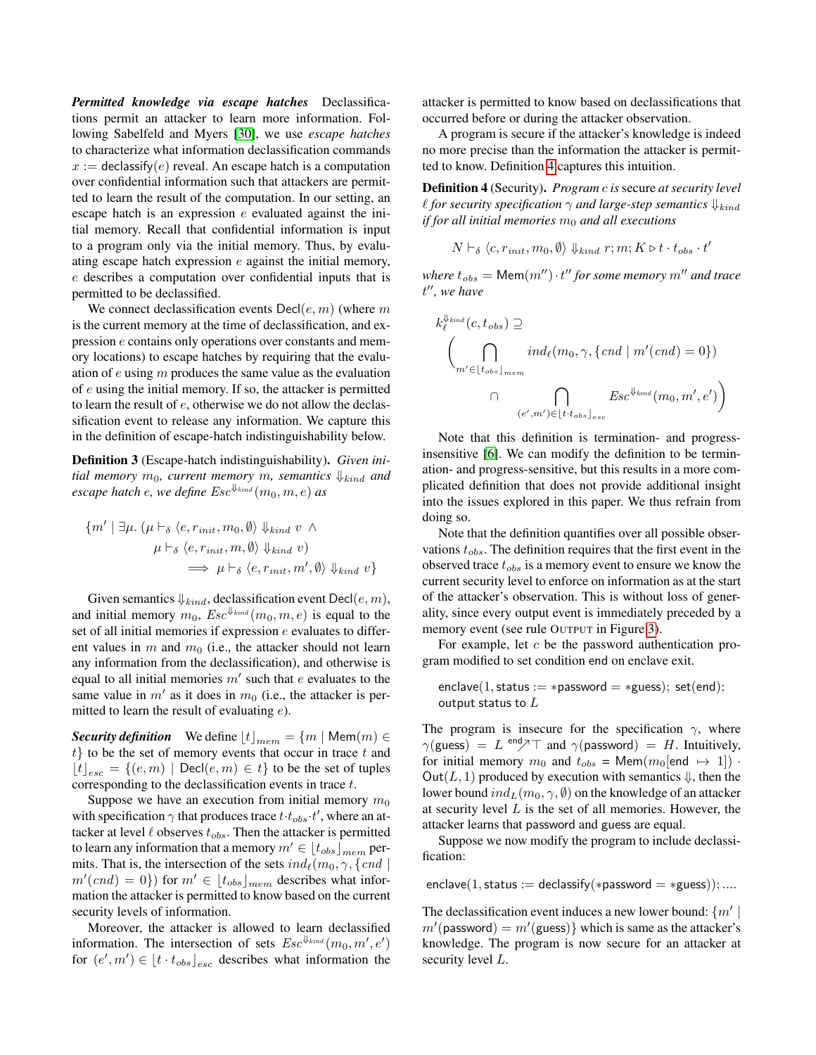***Permitted knowledge via escape hatches*** Declassifications permit an attacker to learn more information. Following Sabelfeld and Myers [30], we use *escape hatches* to characterize what information declassification commands $x := \mathsf{declassify}(e)$ reveal. An escape hatch is a computation over confidential information such that attackers are permitted to learn the result of the computation. In our setting, an escape hatch is an expression $e$ evaluated against the initial memory. Recall that confidential information is input to a program only via the initial memory. Thus, by evaluating escape hatch expression $e$ against the initial memory, $e$ describes a computation over confidential inputs that is permitted to be declassified.

We connect declassification events $\mathsf{Decl}(e, m)$ (where $m$ is the current memory at the time of declassification, and expression $e$ contains only operations over constants and memory locations) to escape hatches by requiring that the evaluation of $e$ using $m$ produces the same value as the evaluation of $e$ using the initial memory. If so, the attacker is permitted to learn the result of $e$, otherwise we do not allow the declassification event to release any information. We capture this in the definition of escape-hatch indistinguishability below.

**Definition 3** (Escape-hatch indistinguishability). *Given initial memory $m_0$, current memory $m$, semantics $\Downarrow_{kind}$ and escape hatch $e$, we define $Esc^{\Downarrow_{kind}}(m_0, m, e)$ as*

$$\{m' \mid \exists \mu.\ (\mu \vdash_\delta \langle e, r_{init}, m_0, \emptyset\rangle \Downarrow_{kind} v \ \wedge \ \mu \vdash_\delta \langle e, r_{init}, m, \emptyset\rangle \Downarrow_{kind} v) \implies \mu \vdash_\delta \langle e, r_{init}, m', \emptyset\rangle \Downarrow_{kind} v\}$$

Given semantics $\Downarrow_{kind}$, declassification event $\mathsf{Decl}(e, m)$, and initial memory $m_0$, $Esc^{\Downarrow_{kind}}(m_0, m, e)$ is equal to the set of all initial memories if expression $e$ evaluates to different values in $m$ and $m_0$ (i.e., the attacker should not learn any information from the declassification), and otherwise is equal to all initial memories $m'$ such that $e$ evaluates to the same value in $m'$ as it does in $m_0$ (i.e., the attacker is permitted to learn the result of evaluating $e$).

***Security definition*** We define $\lfloor t \rfloor_{mem} = \{m \mid \mathsf{Mem}(m) \in t\}$ to be the set of memory events that occur in trace $t$ and $\lfloor t \rfloor_{esc} = \{(e, m) \mid \mathsf{Decl}(e, m) \in t\}$ to be the set of tuples corresponding to the declassification events in trace $t$.

Suppose we have an execution from initial memory $m_0$ with specification $\gamma$ that produces trace $t \cdot t_{obs} \cdot t'$, where an attacker at level $\ell$ observes $t_{obs}$. Then the attacker is permitted to learn any information that a memory $m' \in \lfloor t_{obs} \rfloor_{mem}$ permits. That is, the intersection of the sets $ind_\ell(m_0, \gamma, \{cnd \mid m'(cnd) = 0\})$ for $m' \in \lfloor t_{obs} \rfloor_{mem}$ describes what information the attacker is permitted to know based on the current security levels of information.

Moreover, the attacker is allowed to learn declassified information. The intersection of sets $Esc^{\Downarrow_{kind}}(m_0, m', e')$ for $(e', m') \in \lfloor t \cdot t_{obs} \rfloor_{esc}$ describes what information the attacker is permitted to know based on declassifications that occurred before or during the attacker observation.

A program is secure if the attacker's knowledge is indeed no more precise than the information the attacker is permitted to know. Definition 4 captures this intuition.

**Definition 4** (Security). *Program $c$ is* secure *at security level $\ell$ for security specification $\gamma$ and large-step semantics $\Downarrow_{kind}$ if for all initial memories $m_0$ and all executions*

$$N \vdash_\delta \langle c, r_{init}, m_0, \emptyset\rangle \Downarrow_{kind} r; m; K \triangleright t \cdot t_{obs} \cdot t'$$

*where $t_{obs} = \mathsf{Mem}(m'') \cdot t''$ for some memory $m''$ and trace $t''$, we have*

$$k_\ell^{\Downarrow_{kind}}(c, t_{obs}) \supseteq \left( \bigcap_{m' \in \lfloor t_{obs} \rfloor_{mem}} ind_\ell(m_0, \gamma, \{cnd \mid m'(cnd) = 0\}) \cap \bigcap_{(e', m') \in \lfloor t \cdot t_{obs} \rfloor_{esc}} Esc^{\Downarrow_{kind}}(m_0, m', e') \right)$$

Note that this definition is termination- and progress-insensitive [6]. We can modify the definition to be termination- and progress-sensitive, but this results in a more complicated definition that does not provide additional insight into the issues explored in this paper. We thus refrain from doing so.

Note that the definition quantifies over all possible observations $t_{obs}$. The definition requires that the first event in the observed trace $t_{obs}$ is a memory event to ensure we know the current security level to enforce on information as at the start of the attacker's observation. This is without loss of generality, since every output event is immediately preceded by a memory event (see rule OUTPUT in Figure 3).

For example, let $c$ be the password authentication program modified to set condition end on enclave exit.

```
enclave(1, status := *password = *guess); set(end);
output status to L
```

The program is insecure for the specification $\gamma$, where $\gamma(\mathsf{guess}) = L \overset{\mathsf{end}}{\nearrow} \top$ and $\gamma(\mathsf{password}) = H$. Intuitively, for initial memory $m_0$ and $t_{obs} = \mathsf{Mem}(m_0[\mathsf{end} \mapsto 1]) \cdot \mathsf{Out}(L, 1)$ produced by execution with semantics $\Downarrow$, then the lower bound $ind_L(m_0, \gamma, \emptyset)$ on the knowledge of an attacker at security level $L$ is the set of all memories. However, the attacker learns that password and guess are equal.

Suppose we now modify the program to include declassification:

```
enclave(1, status := declassify(*password = *guess)); ....
```

The declassification event induces a new lower bound: $\{m' \mid m'(\mathsf{password}) = m'(\mathsf{guess})\}$ which is same as the attacker's knowledge. The program is now secure for an attacker at security level $L$.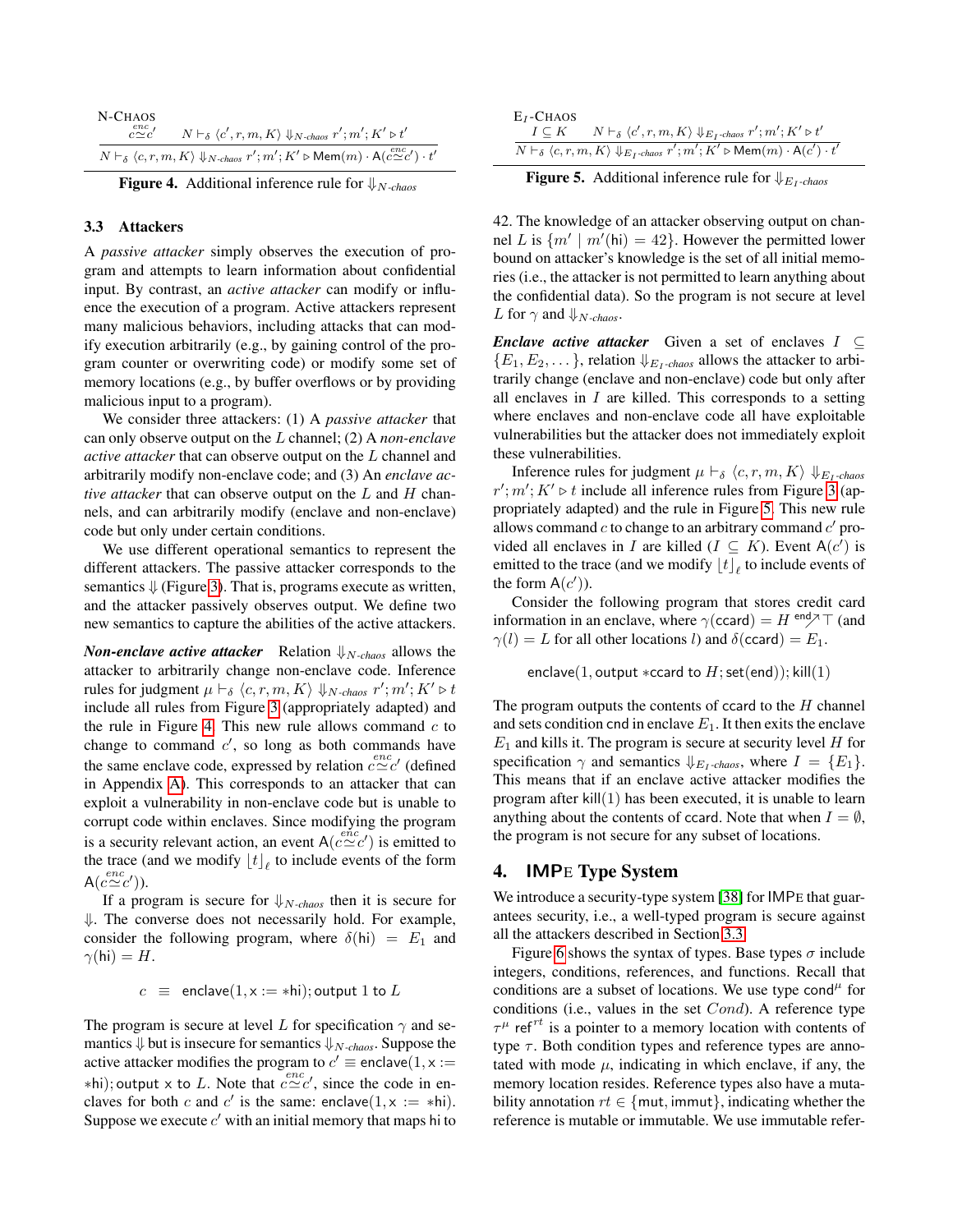N-CHAOS

$$\frac{c \stackrel{enc}{\simeq} c' \qquad N \vdash_\delta \langle c', r, m, K \rangle \Downarrow_{N\text{-}chaos} r'; m'; K' \triangleright t'}{N \vdash_\delta \langle c, r, m, K \rangle \Downarrow_{N\text{-}chaos} r'; m'; K' \triangleright \mathsf{Mem}(m) \cdot \mathsf{A}(c \stackrel{enc}{\simeq} c') \cdot t'}$$

**Figure 4.** Additional inference rule for $\Downarrow_{N\text{-}chaos}$

E$_I$-CHAOS

$$\frac{I \subseteq K \qquad N \vdash_\delta \langle c', r, m, K \rangle \Downarrow_{E_I\text{-}chaos} r'; m'; K' \triangleright t'}{N \vdash_\delta \langle c, r, m, K \rangle \Downarrow_{E_I\text{-}chaos} r'; m'; K' \triangleright \mathsf{Mem}(m) \cdot \mathsf{A}(c') \cdot t'}$$

**Figure 5.** Additional inference rule for $\Downarrow_{E_I\text{-}chaos}$

### 3.3 Attackers

A *passive attacker* simply observes the execution of program and attempts to learn information about confidential input. By contrast, an *active attacker* can modify or influence the execution of a program. Active attackers represent many malicious behaviors, including attacks that can modify execution arbitrarily (e.g., by gaining control of the program counter or overwriting code) or modify some set of memory locations (e.g., by buffer overflows or by providing malicious input to a program).

We consider three attackers: (1) A *passive attacker* that can only observe output on the $L$ channel; (2) A *non-enclave active attacker* that can observe output on the $L$ channel and arbitrarily modify non-enclave code; and (3) An *enclave active attacker* that can observe output on the $L$ and $H$ channels, and can arbitrarily modify (enclave and non-enclave) code but only under certain conditions.

We use different operational semantics to represent the different attackers. The passive attacker corresponds to the semantics $\Downarrow$ (Figure 3). That is, programs execute as written, and the attacker passively observes output. We define two new semantics to capture the abilities of the active attackers.

***Non-enclave active attacker*** Relation $\Downarrow_{N\text{-}chaos}$ allows the attacker to arbitrarily change non-enclave code. Inference rules for judgment $\mu \vdash_\delta \langle c, r, m, K \rangle \Downarrow_{N\text{-}chaos} r'; m'; K' \triangleright t$ include all rules from Figure 3 (appropriately adapted) and the rule in Figure 4. This new rule allows command $c$ to change to command $c'$, so long as both commands have the same enclave code, expressed by relation $c \stackrel{enc}{\simeq} c'$ (defined in Appendix A). This corresponds to an attacker that can exploit a vulnerability in non-enclave code but is unable to corrupt code within enclaves. Since modifying the program is a security relevant action, an event $\mathsf{A}(c \stackrel{enc}{\simeq} c')$ is emitted to the trace (and we modify $\lfloor t \rfloor_\ell$ to include events of the form $\mathsf{A}(c \stackrel{enc}{\simeq} c')$).

If a program is secure for $\Downarrow_{N\text{-}chaos}$ then it is secure for $\Downarrow$. The converse does not necessarily hold. For example, consider the following program, where $\delta(\mathsf{hi}) = E_1$ and $\gamma(\mathsf{hi}) = H$.

$$c \;\equiv\; \mathsf{enclave}(1, \mathsf{x} := *\mathsf{hi}); \mathsf{output}\ 1\ \mathsf{to}\ L$$

The program is secure at level $L$ for specification $\gamma$ and semantics $\Downarrow$ but is insecure for semantics $\Downarrow_{N\text{-}chaos}$. Suppose the active attacker modifies the program to $c' \equiv \mathsf{enclave}(1, \mathsf{x} := *\mathsf{hi}); \mathsf{output}\ \mathsf{x}\ \mathsf{to}\ L$. Note that $c \stackrel{enc}{\simeq} c'$, since the code in enclaves for both $c$ and $c'$ is the same: $\mathsf{enclave}(1, \mathsf{x} := *\mathsf{hi})$. Suppose we execute $c'$ with an initial memory that maps $\mathsf{hi}$ to 42. The knowledge of an attacker observing output on channel $L$ is $\{m' \mid m'(\mathsf{hi}) = 42\}$. However the permitted lower bound on attacker's knowledge is the set of all initial memories (i.e., the attacker is not permitted to learn anything about the confidential data). So the program is not secure at level $L$ for $\gamma$ and $\Downarrow_{N\text{-}chaos}$.

***Enclave active attacker*** Given a set of enclaves $I \subseteq \{E_1, E_2, \dots\}$, relation $\Downarrow_{E_I\text{-}chaos}$ allows the attacker to arbitrarily change (enclave and non-enclave) code but only after all enclaves in $I$ are killed. This corresponds to a setting where enclaves and non-enclave code all have exploitable vulnerabilities but the attacker does not immediately exploit these vulnerabilities.

Inference rules for judgment $\mu \vdash_\delta \langle c, r, m, K \rangle \Downarrow_{E_I\text{-}chaos} r'; m'; K' \triangleright t$ include all inference rules from Figure 3 (appropriately adapted) and the rule in Figure 5. This new rule allows command $c$ to change to an arbitrary command $c'$ provided all enclaves in $I$ are killed ($I \subseteq K$). Event $\mathsf{A}(c')$ is emitted to the trace (and we modify $\lfloor t \rfloor_\ell$ to include events of the form $\mathsf{A}(c')$).

Consider the following program that stores credit card information in an enclave, where $\gamma(\mathsf{ccard}) = H \overset{\mathsf{end}}{\nearrow} \top$ (and $\gamma(l) = L$ for all other locations $l$) and $\delta(\mathsf{ccard}) = E_1$.

$$\mathsf{enclave}(1, \mathsf{output}\ *\mathsf{ccard}\ \mathsf{to}\ H; \mathsf{set}(\mathsf{end})); \mathsf{kill}(1)$$

The program outputs the contents of ccard to the $H$ channel and sets condition cnd in enclave $E_1$. It then exits the enclave $E_1$ and kills it. The program is secure at security level $H$ for specification $\gamma$ and semantics $\Downarrow_{E_I\text{-}chaos}$, where $I = \{E_1\}$. This means that if an enclave active attacker modifies the program after $\mathsf{kill}(1)$ has been executed, it is unable to learn anything about the contents of ccard. Note that when $I = \emptyset$, the program is not secure for any subset of locations.

## 4. IMPE Type System

We introduce a security-type system [38] for IMPE that guarantees security, i.e., a well-typed program is secure against all the attackers described in Section 3.3.

Figure 6 shows the syntax of types. Base types $\sigma$ include integers, conditions, references, and functions. Recall that conditions are a subset of locations. We use type $\mathsf{cond}^\mu$ for conditions (i.e., values in the set $Cond$). A reference type $\tau^\mu\ \mathsf{ref}^{rt}$ is a pointer to a memory location with contents of type $\tau$. Both condition types and reference types are annotated with mode $\mu$, indicating in which enclave, if any, the memory location resides. Reference types also have a mutability annotation $rt \in \{\mathsf{mut}, \mathsf{immut}\}$, indicating whether the reference is mutable or immutable. We use immutable refer-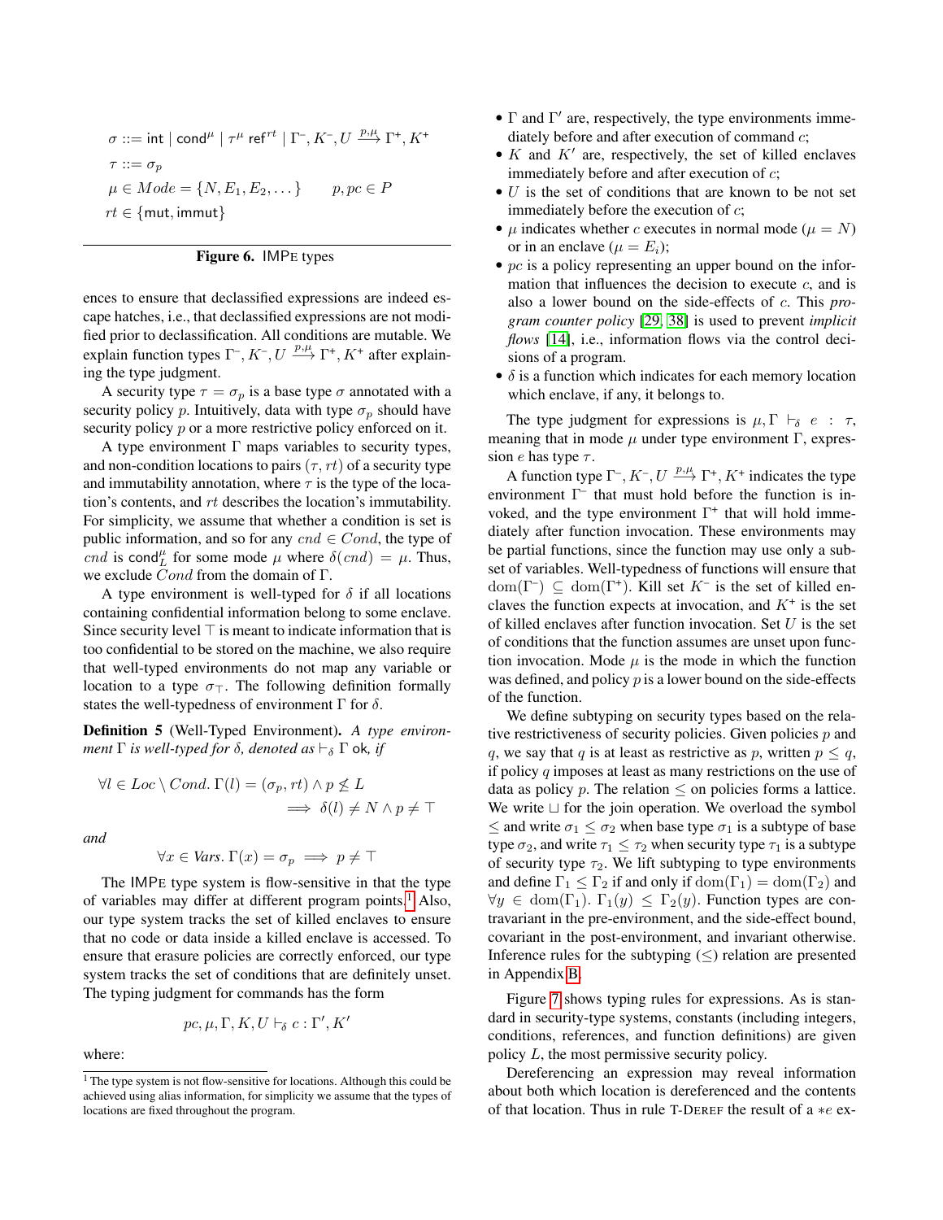$$
\begin{aligned}
&\sigma ::= \mathsf{int} \mid \mathsf{cond}^{\mu} \mid \tau^{\mu}\ \mathsf{ref}^{rt} \mid \Gamma^{-}, K^{-}, U \xrightarrow{p,\mu} \Gamma^{+}, K^{+} \\
&\tau ::= \sigma_p \\
&\mu \in Mode = \{N, E_1, E_2, \dots\} \qquad p, pc \in P \\
&rt \in \{\mathsf{mut}, \mathsf{immut}\}
\end{aligned}
$$

**Figure 6.** IMPE types

ences to ensure that declassified expressions are indeed escape hatches, i.e., that declassified expressions are not modified prior to declassification. All conditions are mutable. We explain function types $\Gamma^{-}, K^{-}, U \xrightarrow{p,\mu} \Gamma^{+}, K^{+}$ after explaining the type judgment.

A security type $\tau = \sigma_p$ is a base type $\sigma$ annotated with a security policy $p$. Intuitively, data with type $\sigma_p$ should have security policy $p$ or a more restrictive policy enforced on it.

A type environment $\Gamma$ maps variables to security types, and non-condition locations to pairs $(\tau, rt)$ of a security type and immutability annotation, where $\tau$ is the type of the location's contents, and $rt$ describes the location's immutability. For simplicity, we assume that whether a condition is set is public information, and so for any $cnd \in Cond$, the type of $cnd$ is $\mathsf{cond}^{\mu}_{L}$ for some mode $\mu$ where $\delta(cnd) = \mu$. Thus, we exclude $Cond$ from the domain of $\Gamma$.

A type environment is well-typed for $\delta$ if all locations containing confidential information belong to some enclave. Since security level $\top$ is meant to indicate information that is too confidential to be stored on the machine, we also require that well-typed environments do not map any variable or location to a type $\sigma_{\top}$. The following definition formally states the well-typedness of environment $\Gamma$ for $\delta$.

**Definition 5** (Well-Typed Environment). *A type environment $\Gamma$ is well-typed for $\delta$, denoted as $\vdash_{\delta} \Gamma$ ok, if*

$$
\forall l \in Loc \setminus Cond.\ \Gamma(l) = (\sigma_p, rt) \wedge p \not\leq L \implies \delta(l) \neq N \wedge p \neq \top
$$

*and*

$$
\forall x \in Vars.\ \Gamma(x) = \sigma_p \implies p \neq \top
$$

The IMPE type system is flow-sensitive in that the type of variables may differ at different program points.[1] Also, our type system tracks the set of killed enclaves to ensure that no code or data inside a killed enclave is accessed. To ensure that erasure policies are correctly enforced, our type system tracks the set of conditions that are definitely unset. The typing judgment for commands has the form

$$
pc, \mu, \Gamma, K, U \vdash_{\delta} c : \Gamma', K'
$$

where:

- $\Gamma$ and $\Gamma'$ are, respectively, the type environments immediately before and after execution of command $c$;
- $K$ and $K'$ are, respectively, the set of killed enclaves immediately before and after execution of $c$;
- $U$ is the set of conditions that are known to be not set immediately before the execution of $c$;
- $\mu$ indicates whether $c$ executes in normal mode ($\mu = N$) or in an enclave ($\mu = E_i$);
- $pc$ is a policy representing an upper bound on the information that influences the decision to execute $c$, and is also a lower bound on the side-effects of $c$. This *program counter policy* [29, 38] is used to prevent *implicit flows* [14], i.e., information flows via the control decisions of a program.
- $\delta$ is a function which indicates for each memory location which enclave, if any, it belongs to.

The type judgment for expressions is $\mu, \Gamma \vdash_{\delta} e : \tau$, meaning that in mode $\mu$ under type environment $\Gamma$, expression $e$ has type $\tau$.

A function type $\Gamma^{-}, K^{-}, U \xrightarrow{p,\mu} \Gamma^{+}, K^{+}$ indicates the type environment $\Gamma^{-}$ that must hold before the function is invoked, and the type environment $\Gamma^{+}$ that will hold immediately after function invocation. These environments may be partial functions, since the function may use only a subset of variables. Well-typedness of functions will ensure that $\mathrm{dom}(\Gamma^{-}) \subseteq \mathrm{dom}(\Gamma^{+})$. Kill set $K^{-}$ is the set of killed enclaves the function expects at invocation, and $K^{+}$ is the set of killed enclaves after function invocation. Set $U$ is the set of conditions that the function assumes are unset upon function invocation. Mode $\mu$ is the mode in which the function was defined, and policy $p$ is a lower bound on the side-effects of the function.

We define subtyping on security types based on the relative restrictiveness of security policies. Given policies $p$ and $q$, we say that $q$ is at least as restrictive as $p$, written $p \leq q$, if policy $q$ imposes at least as many restrictions on the use of data as policy $p$. The relation $\leq$ on policies forms a lattice. We write $\sqcup$ for the join operation. We overload the symbol $\leq$ and write $\sigma_1 \leq \sigma_2$ when base type $\sigma_1$ is a subtype of base type $\sigma_2$, and write $\tau_1 \leq \tau_2$ when security type $\tau_1$ is a subtype of security type $\tau_2$. We lift subtyping to type environments and define $\Gamma_1 \leq \Gamma_2$ if and only if $\mathrm{dom}(\Gamma_1) = \mathrm{dom}(\Gamma_2)$ and $\forall y \in \mathrm{dom}(\Gamma_1).\ \Gamma_1(y) \leq \Gamma_2(y)$. Function types are contravariant in the pre-environment, and the side-effect bound, covariant in the post-environment, and invariant otherwise. Inference rules for the subtyping ($\leq$) relation are presented in Appendix B.

Figure 7 shows typing rules for expressions. As is standard in security-type systems, constants (including integers, conditions, references, and function definitions) are given policy $L$, the most permissive security policy.

Dereferencing an expression may reveal information about both which location is dereferenced and the contents of that location. Thus in rule T-DEREF the result of a $*e$ ex-

[1] The type system is not flow-sensitive for locations. Although this could be achieved using alias information, for simplicity we assume that the types of locations are fixed throughout the program.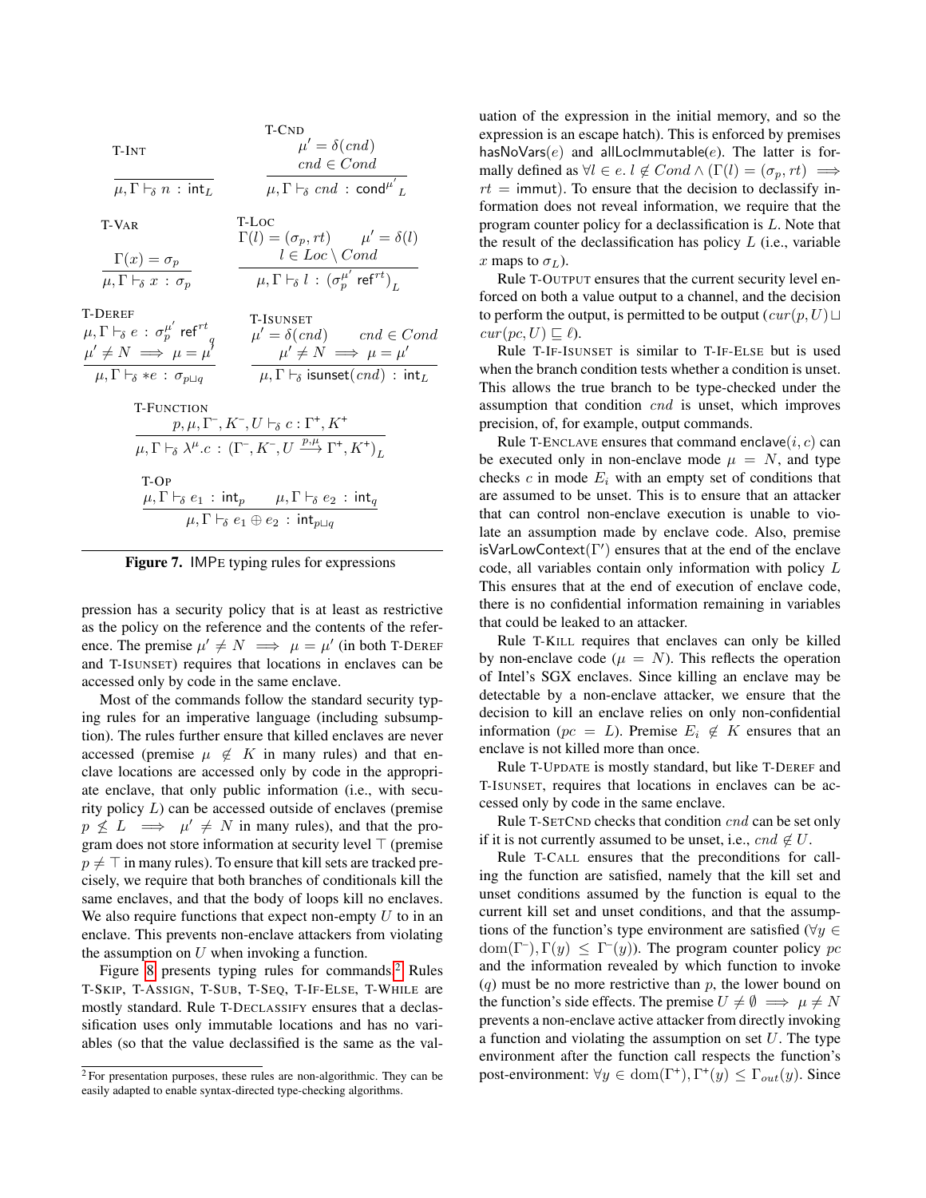**T-INT**

$$\frac{}{\mu, \Gamma \vdash_\delta n : \mathsf{int}_L}$$

**T-CND**

$$\frac{\mu' = \delta(cnd) \qquad cnd \in Cond}{\mu, \Gamma \vdash_\delta cnd : \mathsf{cond}^{\mu'}{}_L}$$

**T-VAR**

$$\frac{\Gamma(x) = \sigma_p}{\mu, \Gamma \vdash_\delta x : \sigma_p}$$

**T-LOC**

$$\frac{\Gamma(l) = (\sigma_p, rt) \qquad \mu' = \delta(l) \qquad l \in Loc \setminus Cond}{\mu, \Gamma \vdash_\delta l : (\sigma_p^{\mu'}\ \mathsf{ref}^{rt})_L}$$

**T-DEREF**

$$\frac{\mu, \Gamma \vdash_\delta e : \sigma_p^{\mu'}\ \mathsf{ref}^{rt}{}_q \qquad \mu' \neq N \implies \mu = \mu'}{\mu, \Gamma \vdash_\delta *e : \sigma_{p \sqcup q}}$$

**T-ISUNSET**

$$\frac{\mu' = \delta(cnd) \qquad cnd \in Cond \qquad \mu' \neq N \implies \mu = \mu'}{\mu, \Gamma \vdash_\delta \mathsf{isunset}(cnd) : \mathsf{int}_L}$$

**T-FUNCTION**

$$\frac{p, \mu, \Gamma^-, K^-, U \vdash_\delta c : \Gamma^+, K^+}{\mu, \Gamma \vdash_\delta \lambda^\mu.c : (\Gamma^-, K^-, U \xrightarrow{p,\mu} \Gamma^+, K^+)_L}$$

**T-OP**

$$\frac{\mu, \Gamma \vdash_\delta e_1 : \mathsf{int}_p \qquad \mu, \Gamma \vdash_\delta e_2 : \mathsf{int}_q}{\mu, \Gamma \vdash_\delta e_1 \oplus e_2 : \mathsf{int}_{p \sqcup q}}$$

**Figure 7.** IMPE typing rules for expressions

pression has a security policy that is at least as restrictive as the policy on the reference and the contents of the reference. The premise $\mu' \neq N \implies \mu = \mu'$ (in both T-DEREF and T-ISUNSET) requires that locations in enclaves can be accessed only by code in the same enclave.

Most of the commands follow the standard security typing rules for an imperative language (including subsumption). The rules further ensure that killed enclaves are never accessed (premise $\mu \notin K$ in many rules) and that enclave locations are accessed only by code in the appropriate enclave, that only public information (i.e., with security policy $L$) can be accessed outside of enclaves (premise $p \not\leq L \implies \mu' \neq N$ in many rules), and that the program does not store information at security level $\top$ (premise $p \neq \top$ in many rules). To ensure that kill sets are tracked precisely, we require that both branches of conditionals kill the same enclaves, and that the body of loops kill no enclaves. We also require functions that expect non-empty $U$ to in an enclave. This prevents non-enclave attackers from violating the assumption on $U$ when invoking a function.

Figure 8 presents typing rules for commands.[2] Rules T-SKIP, T-ASSIGN, T-SUB, T-SEQ, T-IF-ELSE, T-WHILE are mostly standard. Rule T-DECLASSIFY ensures that a declassification uses only immutable locations and has no variables (so that the value declassified is the same as the valuation of the expression in the initial memory, and so the expression is an escape hatch). This is enforced by premises $\mathsf{hasNoVars}(e)$ and $\mathsf{allLocImmutable}(e)$. The latter is formally defined as $\forall l \in e.\ l \notin Cond \wedge (\Gamma(l) = (\sigma_p, rt) \implies rt = \mathsf{immut})$. To ensure that the decision to declassify information does not reveal information, we require that the program counter policy for a declassification is $L$. Note that the result of the declassification has policy $L$ (i.e., variable $x$ maps to $\sigma_L$).

Rule T-OUTPUT ensures that the current security level enforced on both a value output to a channel, and the decision to perform the output, is permitted to be output ($cur(p, U) \sqcup cur(pc, U) \sqsubseteq \ell$).

Rule T-IF-ISUNSET is similar to T-IF-ELSE but is used when the branch condition tests whether a condition is unset. This allows the true branch to be type-checked under the assumption that condition $cnd$ is unset, which improves precision, of, for example, output commands.

Rule T-ENCLAVE ensures that command $\mathsf{enclave}(i, c)$ can be executed only in non-enclave mode $\mu = N$, and type checks $c$ in mode $E_i$ with an empty set of conditions that are assumed to be unset. This is to ensure that an attacker that can control non-enclave execution is unable to violate an assumption made by enclave code. Also, premise $\mathsf{isVarLowContext}(\Gamma')$ ensures that at the end of the enclave code, all variables contain only information with policy $L$ This ensures that at the end of execution of enclave code, there is no confidential information remaining in variables that could be leaked to an attacker.

Rule T-KILL requires that enclaves can only be killed by non-enclave code ($\mu = N$). This reflects the operation of Intel's SGX enclaves. Since killing an enclave may be detectable by a non-enclave attacker, we ensure that the decision to kill an enclave relies on only non-confidential information ($pc = L$). Premise $E_i \notin K$ ensures that an enclave is not killed more than once.

Rule T-UPDATE is mostly standard, but like T-DEREF and T-ISUNSET, requires that locations in enclaves can be accessed only by code in the same enclave.

Rule T-SETCND checks that condition $cnd$ can be set only if it is not currently assumed to be unset, i.e., $cnd \notin U$.

Rule T-CALL ensures that the preconditions for calling the function are satisfied, namely that the kill set and unset conditions assumed by the function is equal to the current kill set and unset conditions, and that the assumptions of the function's type environment are satisfied ($\forall y \in \mathrm{dom}(\Gamma^-), \Gamma(y) \leq \Gamma^-(y)$). The program counter policy $pc$ and the information revealed by which function to invoke ($q$) must be no more restrictive than $p$, the lower bound on the function's side effects. The premise $U \neq \emptyset \implies \mu \neq N$ prevents a non-enclave active attacker from directly invoking a function and violating the assumption on set $U$. The type environment after the function call respects the function's post-environment: $\forall y \in \mathrm{dom}(\Gamma^+), \Gamma^+(y) \leq \Gamma_{out}(y)$. Since

[2] For presentation purposes, these rules are non-algorithmic. They can be easily adapted to enable syntax-directed type-checking algorithms.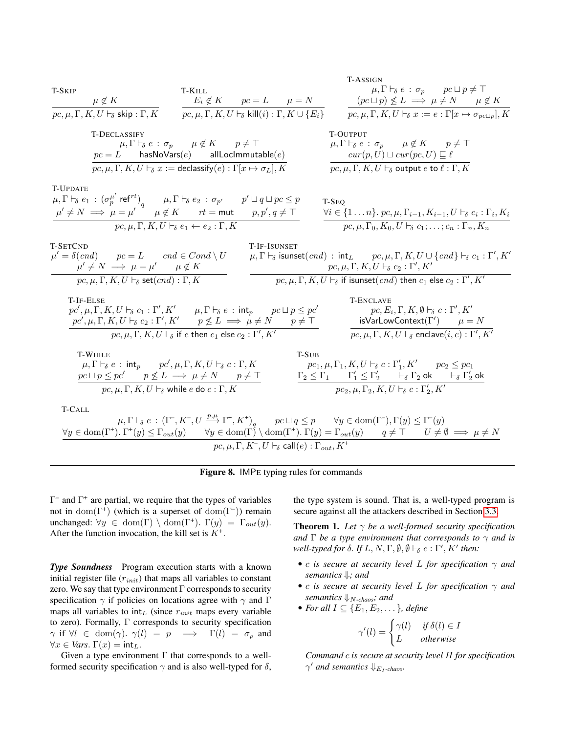**T-Skip**

$$\frac{\mu \notin K}{pc, \mu, \Gamma, K, U \vdash_\delta \mathsf{skip} : \Gamma, K}$$

**T-Kill**

$$\frac{E_i \notin K \qquad pc = L \qquad \mu = N}{pc, \mu, \Gamma, K, U \vdash_\delta \mathsf{kill}(i) : \Gamma, K \cup \{E_i\}}$$

**T-Assign**

$$\frac{\begin{array}{c}\mu, \Gamma \vdash_\delta e : \sigma_p \qquad pc \sqcup p \neq \top \\ (pc \sqcup p) \not\sqsubseteq L \implies \mu \neq N \qquad \mu \notin K\end{array}}{pc, \mu, \Gamma, K, U \vdash_\delta x := e : \Gamma[x \mapsto \sigma_{pc \sqcup p}], K}$$

**T-Declassify**

$$\frac{\begin{array}{c}\mu, \Gamma \vdash_\delta e : \sigma_p \qquad \mu \notin K \qquad p \neq \top \\ pc = L \qquad \mathsf{hasNoVars}(e) \qquad \mathsf{allLocImmutable}(e)\end{array}}{pc, \mu, \Gamma, K, U \vdash_\delta x := \mathsf{declassify}(e) : \Gamma[x \mapsto \sigma_L], K}$$

**T-Output**

$$\frac{\begin{array}{c}\mu, \Gamma \vdash_\delta e : \sigma_p \qquad \mu \notin K \qquad p \neq \top \\ cur(p, U) \sqcup cur(pc, U) \sqsubseteq \ell\end{array}}{pc, \mu, \Gamma, K, U \vdash_\delta \mathsf{output}\ e\ \mathsf{to}\ \ell : \Gamma, K}$$

**T-Update**

$$\frac{\begin{array}{c}\mu, \Gamma \vdash_\delta e_1 : (\sigma_p^{\mu'}\ \mathsf{ref}^{rt})_q \qquad \mu, \Gamma \vdash_\delta e_2 : \sigma_{p'} \qquad p' \sqcup q \sqcup pc \leq p \\ \mu' \neq N \implies \mu = \mu' \qquad \mu \notin K \qquad rt = \mathsf{mut} \qquad p, p', q \neq \top\end{array}}{pc, \mu, \Gamma, K, U \vdash_\delta e_1 \leftarrow e_2 : \Gamma, K}$$

**T-Seq**

$$\frac{\forall i \in \{1 \ldots n\}.\ pc, \mu, \Gamma_{i-1}, K_{i-1}, U \vdash_\delta c_i : \Gamma_i, K_i}{pc, \mu, \Gamma_0, K_0, U \vdash_\delta c_1; \ldots; c_n : \Gamma_n, K_n}$$

**T-SetCnd**

$$\frac{\begin{array}{c}\mu' = \delta(cnd) \qquad pc = L \qquad cnd \in Cond \setminus U \\ \mu' \neq N \implies \mu = \mu' \qquad \mu \notin K\end{array}}{pc, \mu, \Gamma, K, U \vdash_\delta \mathsf{set}(cnd) : \Gamma, K}$$

**T-If-IsUnset**

$$\frac{\begin{array}{c}\mu, \Gamma \vdash_\delta \mathsf{isunset}(cnd) : \mathsf{int}_L \qquad pc, \mu, \Gamma, K, U \cup \{cnd\} \vdash_\delta c_1 : \Gamma', K' \\ pc, \mu, \Gamma, K, U \vdash_\delta c_2 : \Gamma', K'\end{array}}{pc, \mu, \Gamma, K, U \vdash_\delta \mathsf{if\ isunset}(cnd)\ \mathsf{then}\ c_1\ \mathsf{else}\ c_2 : \Gamma', K'}$$

**T-If-Else**

$$\frac{\begin{array}{c}pc', \mu, \Gamma, K, U \vdash_\delta c_1 : \Gamma', K' \qquad \mu, \Gamma \vdash_\delta e : \mathsf{int}_p \qquad pc \sqcup p \leq pc' \\ pc', \mu, \Gamma, K, U \vdash_\delta c_2 : \Gamma', K' \qquad p \not\sqsubseteq L \implies \mu \neq N \qquad p \neq \top\end{array}}{pc, \mu, \Gamma, K, U \vdash_\delta \mathsf{if}\ e\ \mathsf{then}\ c_1\ \mathsf{else}\ c_2 : \Gamma', K'}$$

**T-Enclave**

$$\frac{\begin{array}{c}pc, E_i, \Gamma, K, \emptyset \vdash_\delta c : \Gamma', K' \\ \mathsf{isVarLowContext}(\Gamma') \qquad \mu = N\end{array}}{pc, \mu, \Gamma, K, U \vdash_\delta \mathsf{enclave}(i, c) : \Gamma', K'}$$

**T-While**

$$\frac{\begin{array}{c}\mu, \Gamma \vdash_\delta e : \mathsf{int}_p \qquad pc', \mu, \Gamma, K, U \vdash_\delta c : \Gamma, K \\ pc \sqcup p \leq pc' \qquad p \not\sqsubseteq L \implies \mu \neq N \qquad p \neq \top\end{array}}{pc, \mu, \Gamma, K, U \vdash_\delta \mathsf{while}\ e\ \mathsf{do}\ c : \Gamma, K}$$

**T-Sub**

$$\frac{\begin{array}{c}pc_1, \mu, \Gamma_1, K, U \vdash_\delta c : \Gamma_1', K' \qquad pc_2 \leq pc_1 \\ \Gamma_2 \leq \Gamma_1 \qquad \Gamma_1' \leq \Gamma_2' \qquad \vdash_\delta \Gamma_2\ \mathsf{ok} \qquad \vdash_\delta \Gamma_2'\ \mathsf{ok}\end{array}}{pc_2, \mu, \Gamma_2, K, U \vdash_\delta c : \Gamma_2', K'}$$

**T-Call**

$$\frac{\begin{array}{c}\mu, \Gamma \vdash_\delta e : (\Gamma^-, K^-, U \xrightarrow{p,\mu} \Gamma^+, K^+)_q \qquad pc \sqcup q \leq p \qquad \forall y \in \mathrm{dom}(\Gamma^-), \Gamma(y) \leq \Gamma^-(y) \\ \forall y \in \mathrm{dom}(\Gamma^+).\ \Gamma^+(y) \leq \Gamma_{out}(y) \qquad \forall y \in \mathrm{dom}(\Gamma) \setminus \mathrm{dom}(\Gamma^+).\ \Gamma(y) = \Gamma_{out}(y) \qquad q \neq \top \qquad U \neq \emptyset \implies \mu \neq N\end{array}}{pc, \mu, \Gamma, K^-, U \vdash_\delta \mathsf{call}(e) : \Gamma_{out}, K^+}$$

**Figure 8.** IMPE typing rules for commands

$\Gamma^-$ and $\Gamma^+$ are partial, we require that the types of variables not in $\mathrm{dom}(\Gamma^+)$ (which is a superset of $\mathrm{dom}(\Gamma^-)$) remain unchanged: $\forall y \in \mathrm{dom}(\Gamma) \setminus \mathrm{dom}(\Gamma^+).\ \Gamma(y) = \Gamma_{out}(y)$. After the function invocation, the kill set is $K^+$.

***Type Soundness*** Program execution starts with a known initial register file ($r_{init}$) that maps all variables to constant zero. We say that type environment $\Gamma$ corresponds to security specification $\gamma$ if policies on locations agree with $\gamma$ and $\Gamma$ maps all variables to $\mathsf{int}_L$ (since $r_{init}$ maps every variable to zero). Formally, $\Gamma$ corresponds to security specification $\gamma$ if $\forall l \in \mathrm{dom}(\gamma).\ \gamma(l) = p \implies \Gamma(l) = \sigma_p$ and $\forall x \in Vars.\ \Gamma(x) = \mathsf{int}_L$.

Given a type environment $\Gamma$ that corresponds to a well-formed security specification $\gamma$ and is also well-typed for $\delta$, the type system is sound. That is, a well-typed program is secure against all the attackers described in Section 3.3.

**Theorem 1.** *Let $\gamma$ be a well-formed security specification and $\Gamma$ be a type environment that corresponds to $\gamma$ and is well-typed for $\delta$. If $L, N, \Gamma, \emptyset, \emptyset \vdash_\delta c : \Gamma', K'$ then:*

- *$c$ is secure at security level $L$ for specification $\gamma$ and semantics $\Downarrow$; and*
- *$c$ is secure at security level $L$ for specification $\gamma$ and semantics $\Downarrow_{N\text{-}chaos}$; and*
- *For all $I \subseteq \{E_1, E_2, \ldots\}$, define*

$$\gamma'(l) = \begin{cases} \gamma(l) & \text{if } \delta(l) \in I \\ L & \text{otherwise} \end{cases}$$

*Command $c$ is secure at security level $H$ for specification $\gamma'$ and semantics $\Downarrow_{E_I\text{-}chaos}$.*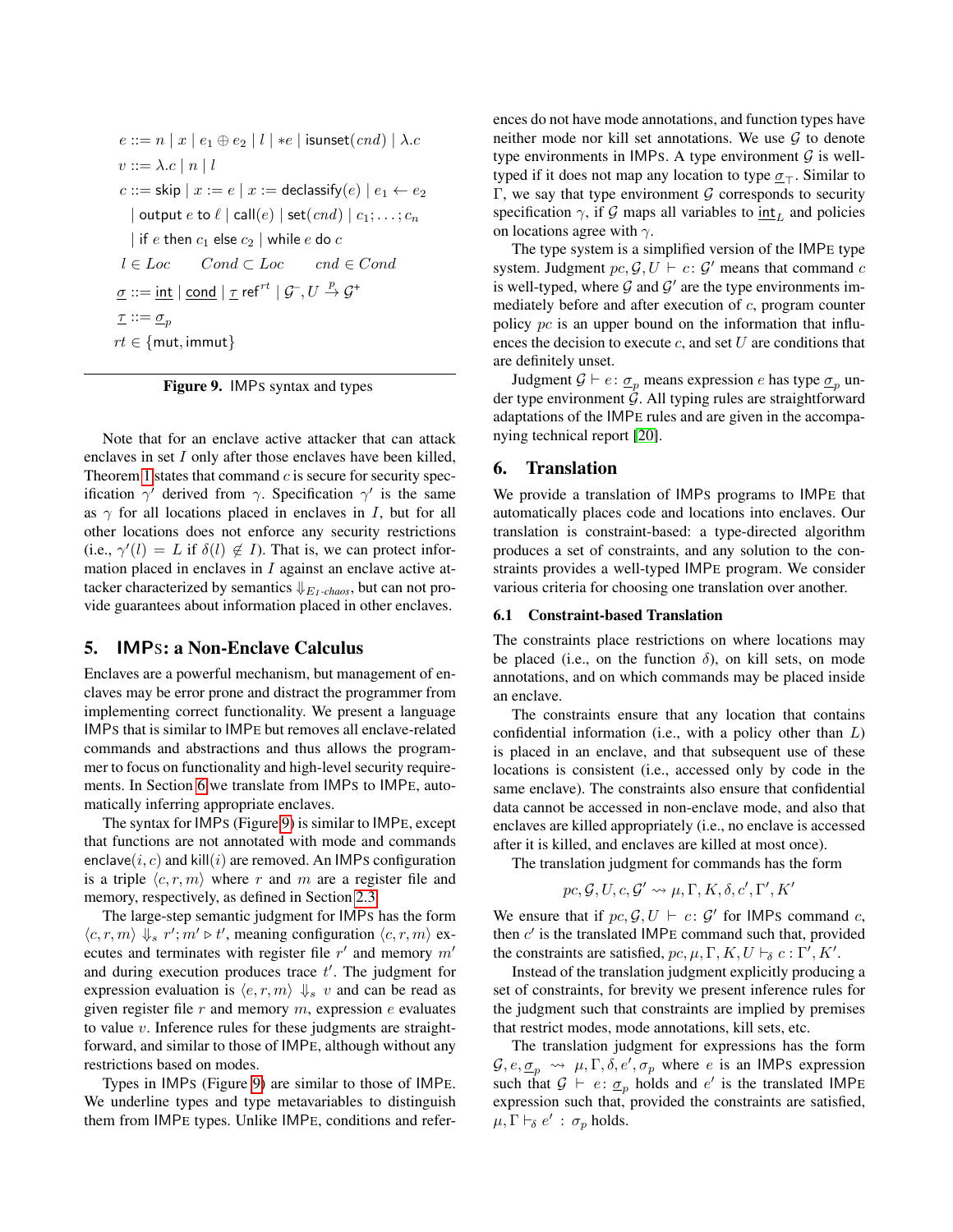$$
\begin{aligned}
e &::= n \mid x \mid e_1 \oplus e_2 \mid l \mid *e \mid \mathsf{isunset}(cnd) \mid \lambda.c \\
v &::= \lambda.c \mid n \mid l \\
c &::= \mathsf{skip} \mid x := e \mid x := \mathsf{declassify}(e) \mid e_1 \leftarrow e_2 \\
&\quad \mid \mathsf{output}\ e\ \mathsf{to}\ \ell \mid \mathsf{call}(e) \mid \mathsf{set}(cnd) \mid c_1; \ldots; c_n \\
&\quad \mid \mathsf{if}\ e\ \mathsf{then}\ c_1\ \mathsf{else}\ c_2 \mid \mathsf{while}\ e\ \mathsf{do}\ c \\
l &\in Loc \qquad Cond \subset Loc \qquad cnd \in Cond \\
\underline{\sigma} &::= \underline{\mathsf{int}} \mid \underline{\mathsf{cond}} \mid \underline{\tau}\ \mathsf{ref}^{rt} \mid \mathcal{G}^{-}, U \xrightarrow{p} \mathcal{G}^{+} \\
\underline{\tau} &::= \underline{\sigma}_p \\
rt &\in \{\mathsf{mut}, \mathsf{immut}\}
\end{aligned}
$$

**Figure 9.** IMPS syntax and types

Note that for an enclave active attacker that can attack enclaves in set $I$ only after those enclaves have been killed, Theorem 1 states that command $c$ is secure for security specification $\gamma'$ derived from $\gamma$. Specification $\gamma'$ is the same as $\gamma$ for all locations placed in enclaves in $I$, but for all other locations does not enforce any security restrictions (i.e., $\gamma'(l) = L$ if $\delta(l) \notin I$). That is, we can protect information placed in enclaves in $I$ against an enclave active attacker characterized by semantics $\Downarrow_{E_I\text{-}chaos}$, but can not provide guarantees about information placed in other enclaves.

## 5. IMPS: a Non-Enclave Calculus

Enclaves are a powerful mechanism, but management of enclaves may be error prone and distract the programmer from implementing correct functionality. We present a language IMPS that is similar to IMPE but removes all enclave-related commands and abstractions and thus allows the programmer to focus on functionality and high-level security requirements. In Section 6 we translate from IMPS to IMPE, automatically inferring appropriate enclaves.

The syntax for IMPS (Figure 9) is similar to IMPE, except that functions are not annotated with mode and commands $\mathsf{enclave}(i, c)$ and $\mathsf{kill}(i)$ are removed. An IMPS configuration is a triple $\langle c, r, m \rangle$ where $r$ and $m$ are a register file and memory, respectively, as defined in Section 2.3.

The large-step semantic judgment for IMPS has the form $\langle c, r, m \rangle \Downarrow_s r'; m' \triangleright t'$, meaning configuration $\langle c, r, m \rangle$ executes and terminates with register file $r'$ and memory $m'$ and during execution produces trace $t'$. The judgment for expression evaluation is $\langle e, r, m \rangle \Downarrow_s v$ and can be read as given register file $r$ and memory $m$, expression $e$ evaluates to value $v$. Inference rules for these judgments are straightforward, and similar to those of IMPE, although without any restrictions based on modes.

Types in IMPS (Figure 9) are similar to those of IMPE. We underline types and type metavariables to distinguish them from IMPE types. Unlike IMPE, conditions and references do not have mode annotations, and function types have neither mode nor kill set annotations. We use $\mathcal{G}$ to denote type environments in IMPS. A type environment $\mathcal{G}$ is well-typed if it does not map any location to type $\underline{\sigma}_\top$. Similar to $\Gamma$, we say that type environment $\mathcal{G}$ corresponds to security specification $\gamma$, if $\mathcal{G}$ maps all variables to $\underline{\mathsf{int}}_L$ and policies on locations agree with $\gamma$.

The type system is a simplified version of the IMPE type system. Judgment $pc, \mathcal{G}, U \vdash c \colon \mathcal{G}'$ means that command $c$ is well-typed, where $\mathcal{G}$ and $\mathcal{G}'$ are the type environments immediately before and after execution of $c$, program counter policy $pc$ is an upper bound on the information that influences the decision to execute $c$, and set $U$ are conditions that are definitely unset.

Judgment $\mathcal{G} \vdash e \colon \underline{\sigma}_p$ means expression $e$ has type $\underline{\sigma}_p$ under type environment $\mathcal{G}$. All typing rules are straightforward adaptations of the IMPE rules and are given in the accompanying technical report [20].

## 6. Translation

We provide a translation of IMPS programs to IMPE that automatically places code and locations into enclaves. Our translation is constraint-based: a type-directed algorithm produces a set of constraints, and any solution to the constraints provides a well-typed IMPE program. We consider various criteria for choosing one translation over another.

### 6.1 Constraint-based Translation

The constraints place restrictions on where locations may be placed (i.e., on the function $\delta$), on kill sets, on mode annotations, and on which commands may be placed inside an enclave.

The constraints ensure that any location that contains confidential information (i.e., with a policy other than $L$) is placed in an enclave, and that subsequent use of these locations is consistent (i.e., accessed only by code in the same enclave). The constraints also ensure that confidential data cannot be accessed in non-enclave mode, and also that enclaves are killed appropriately (i.e., no enclave is accessed after it is killed, and enclaves are killed at most once).

The translation judgment for commands has the form

$$pc, \mathcal{G}, U, c, \mathcal{G}' \rightsquigarrow \mu, \Gamma, K, \delta, c', \Gamma', K'$$

We ensure that if $pc, \mathcal{G}, U \vdash c \colon \mathcal{G}'$ for IMPS command $c$, then $c'$ is the translated IMPE command such that, provided the constraints are satisfied, $pc, \mu, \Gamma, K, U \vdash_\delta c : \Gamma', K'$.

Instead of the translation judgment explicitly producing a set of constraints, for brevity we present inference rules for the judgment such that constraints are implied by premises that restrict modes, mode annotations, kill sets, etc.

The translation judgment for expressions has the form $\mathcal{G}, e, \underline{\sigma}_p \rightsquigarrow \mu, \Gamma, \delta, e', \sigma_p$ where $e$ is an IMPS expression such that $\mathcal{G} \vdash e \colon \underline{\sigma}_p$ holds and $e'$ is the translated IMPE expression such that, provided the constraints are satisfied, $\mu, \Gamma \vdash_\delta e' : \sigma_p$ holds.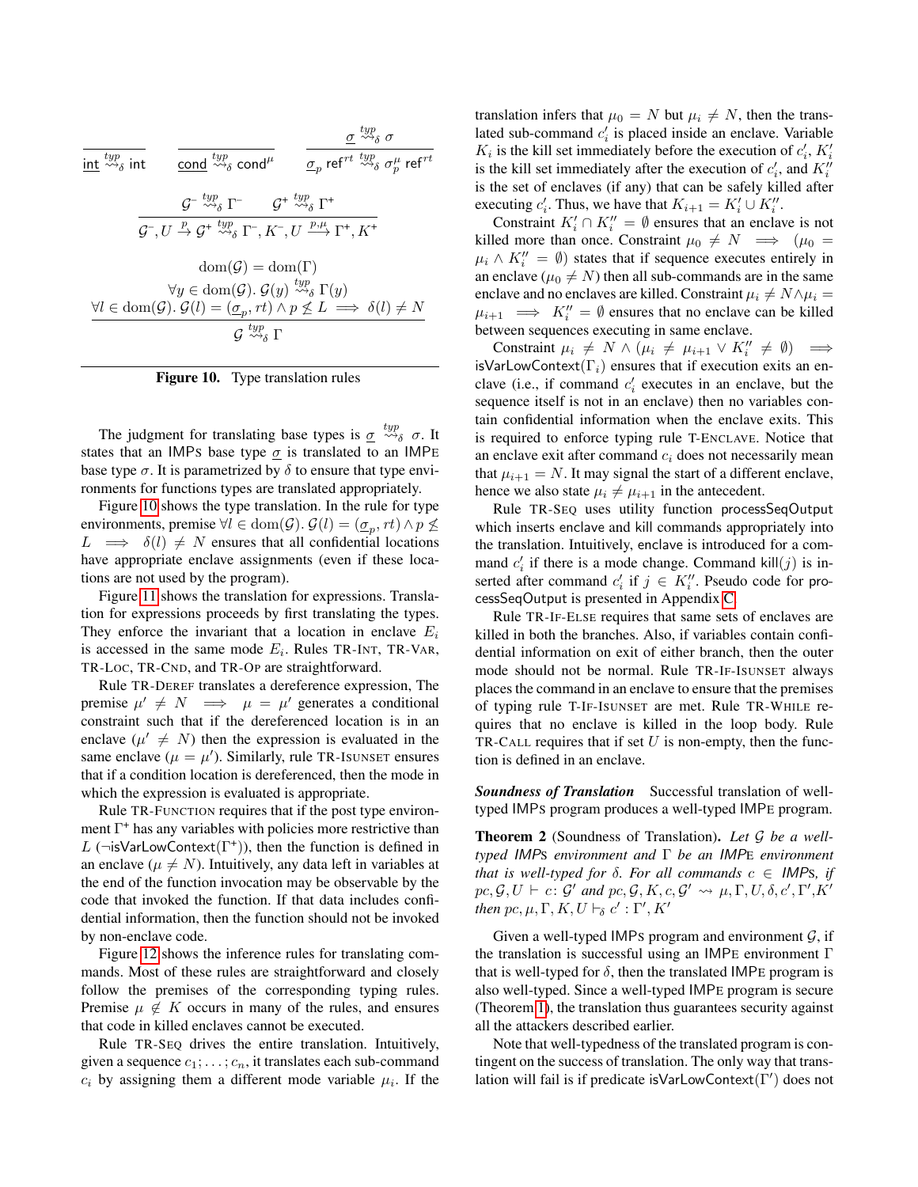$$\frac{}{\underline{\mathsf{int}} \overset{typ}{\rightsquigarrow}_\delta \mathsf{int}} \qquad \frac{}{\underline{\mathsf{cond}} \overset{typ}{\rightsquigarrow}_\delta \mathsf{cond}^\mu} \qquad \frac{\underline{\sigma} \overset{typ}{\rightsquigarrow}_\delta \sigma}{\underline{\sigma}_p\ \mathsf{ref}^{rt} \overset{typ}{\rightsquigarrow}_\delta \sigma_p^\mu\ \mathsf{ref}^{rt}}$$

$$\frac{\mathcal{G}^- \overset{typ}{\rightsquigarrow}_\delta \Gamma^- \qquad \mathcal{G}^+ \overset{typ}{\rightsquigarrow}_\delta \Gamma^+}{\mathcal{G}^-, U \xrightarrow{p} \mathcal{G}^+ \overset{typ}{\rightsquigarrow}_\delta \Gamma^-, K^-, U \xrightarrow{p,\mu} \Gamma^+, K^+}$$

$$\frac{\begin{array}{c}\mathrm{dom}(\mathcal{G}) = \mathrm{dom}(\Gamma) \\ \forall y \in \mathrm{dom}(\mathcal{G}).\ \mathcal{G}(y) \overset{typ}{\rightsquigarrow}_\delta \Gamma(y) \\ \forall l \in \mathrm{dom}(\mathcal{G}).\ \mathcal{G}(l) = (\underline{\sigma}_p, rt) \wedge p \not\leq L \implies \delta(l) \neq N\end{array}}{\mathcal{G} \overset{typ}{\rightsquigarrow}_\delta \Gamma}$$

**Figure 10.** Type translation rules

The judgment for translating base types is $\underline{\sigma} \overset{typ}{\rightsquigarrow}_\delta \sigma$. It states that an IMPS base type $\underline{\sigma}$ is translated to an IMPE base type $\sigma$. It is parametrized by $\delta$ to ensure that type environments for functions types are translated appropriately.

Figure 10 shows the type translation. In the rule for type environments, premise $\forall l \in \mathrm{dom}(\mathcal{G}).\ \mathcal{G}(l) = (\underline{\sigma}_p, rt) \wedge p \not\leq L \implies \delta(l) \neq N$ ensures that all confidential locations have appropriate enclave assignments (even if these locations are not used by the program).

Figure 11 shows the translation for expressions. Translation for expressions proceeds by first translating the types. They enforce the invariant that a location in enclave $E_i$ is accessed in the same mode $E_i$. Rules TR-INT, TR-VAR, TR-LOC, TR-CND, and TR-OP are straightforward.

Rule TR-DEREF translates a dereference expression, The premise $\mu' \neq N \implies \mu = \mu'$ generates a conditional constraint such that if the dereferenced location is in an enclave ($\mu' \neq N$) then the expression is evaluated in the same enclave ($\mu = \mu'$). Similarly, rule TR-ISUNSET ensures that if a condition location is dereferenced, then the mode in which the expression is evaluated is appropriate.

Rule TR-FUNCTION requires that if the post type environment $\Gamma^+$ has any variables with policies more restrictive than $L$ ($\neg$isVarLowContext($\Gamma^+$)), then the function is defined in an enclave ($\mu \neq N$). Intuitively, any data left in variables at the end of the function invocation may be observable by the code that invoked the function. If that data includes confidential information, then the function should not be invoked by non-enclave code.

Figure 12 shows the inference rules for translating commands. Most of these rules are straightforward and closely follow the premises of the corresponding typing rules. Premise $\mu \notin K$ occurs in many of the rules, and ensures that code in killed enclaves cannot be executed.

Rule TR-SEQ drives the entire translation. Intuitively, given a sequence $c_1; \ldots; c_n$, it translates each sub-command $c_i$ by assigning them a different mode variable $\mu_i$. If the translation infers that $\mu_0 = N$ but $\mu_i \neq N$, then the translated sub-command $c'_i$ is placed inside an enclave. Variable $K_i$ is the kill set immediately before the execution of $c'_i$, $K'_i$ is the kill set immediately after the execution of $c'_i$, and $K''_i$ is the set of enclaves (if any) that can be safely killed after executing $c'_i$. Thus, we have that $K_{i+1} = K'_i \cup K''_i$.

Constraint $K'_i \cap K''_i = \emptyset$ ensures that an enclave is not killed more than once. Constraint $\mu_0 \neq N \implies (\mu_0 = \mu_i \wedge K''_i = \emptyset)$ states that if sequence executes entirely in an enclave ($\mu_0 \neq N$) then all sub-commands are in the same enclave and no enclaves are killed. Constraint $\mu_i \neq N \wedge \mu_i = \mu_{i+1} \implies K''_i = \emptyset$ ensures that no enclave can be killed between sequences executing in same enclave.

Constraint $\mu_i \neq N \wedge (\mu_i \neq \mu_{i+1} \vee K''_i \neq \emptyset) \implies$ isVarLowContext($\Gamma_i$) ensures that if execution exits an enclave (i.e., if command $c'_i$ executes in an enclave, but the sequence itself is not in an enclave) then no variables contain confidential information when the enclave exits. This is required to enforce typing rule T-ENCLAVE. Notice that an enclave exit after command $c_i$ does not necessarily mean that $\mu_{i+1} = N$. It may signal the start of a different enclave, hence we also state $\mu_i \neq \mu_{i+1}$ in the antecedent.

Rule TR-SEQ uses utility function processSeqOutput which inserts enclave and kill commands appropriately into the translation. Intuitively, enclave is introduced for a command $c'_i$ if there is a mode change. Command kill($j$) is inserted after command $c'_i$ if $j \in K''_i$. Pseudo code for processSeqOutput is presented in Appendix C.

Rule TR-IF-ELSE requires that same sets of enclaves are killed in both the branches. Also, if variables contain confidential information on exit of either branch, then the outer mode should not be normal. Rule TR-IF-ISUNSET always places the command in an enclave to ensure that the premises of typing rule T-IF-ISUNSET are met. Rule TR-WHILE requires that no enclave is killed in the loop body. Rule TR-CALL requires that if set $U$ is non-empty, then the function is defined in an enclave.

***Soundness of Translation*** Successful translation of well-typed IMPS program produces a well-typed IMPE program.

**Theorem 2** (Soundness of Translation)**.** *Let $\mathcal{G}$ be a well-typed IMPS environment and $\Gamma$ be an IMPE environment that is well-typed for $\delta$. For all commands $c \in$ IMPS, if $pc, \mathcal{G}, U \vdash c \colon \mathcal{G}'$ and $pc, \mathcal{G}, K, c, \mathcal{G}' \rightsquigarrow \mu, \Gamma, U, \delta, c', \Gamma', K'$ then $pc, \mu, \Gamma, K, U \vdash_\delta c' : \Gamma', K'$*

Given a well-typed IMPS program and environment $\mathcal{G}$, if the translation is successful using an IMPE environment $\Gamma$ that is well-typed for $\delta$, then the translated IMPE program is also well-typed. Since a well-typed IMPE program is secure (Theorem 1), the translation thus guarantees security against all the attackers described earlier.

Note that well-typedness of the translated program is contingent on the success of translation. The only way that translation will fail is if predicate isVarLowContext($\Gamma'$) does not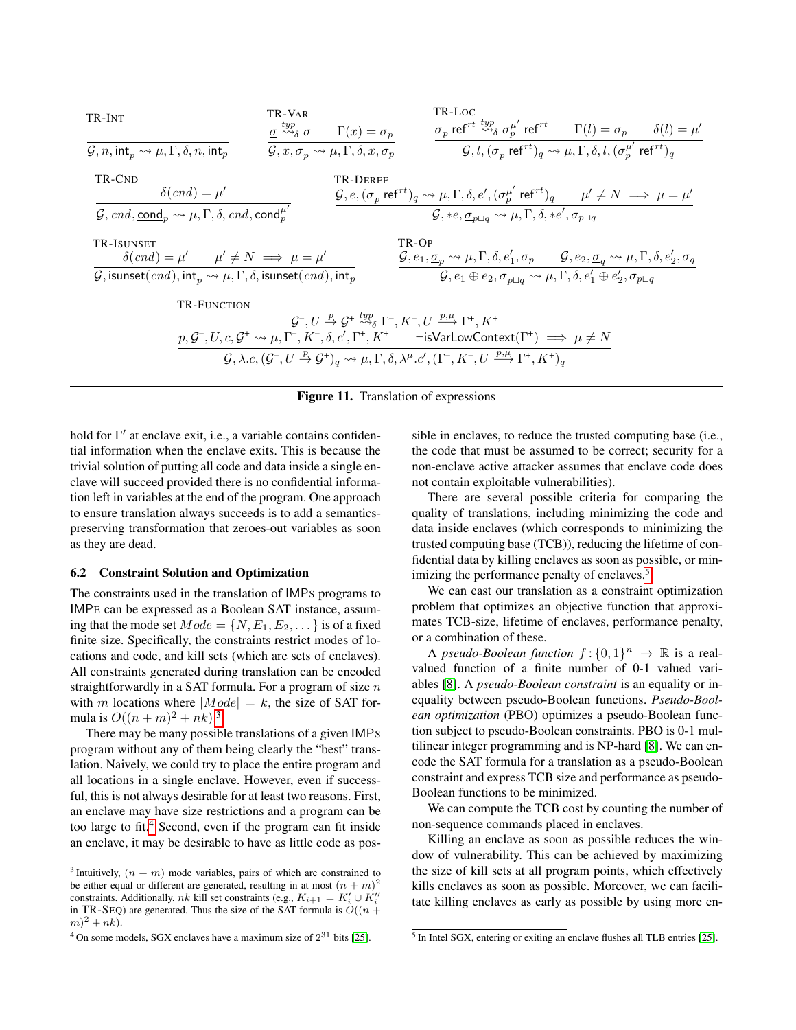**TR-INT**

$$\frac{}{\mathcal{G}, n, \underline{\mathsf{int}}_p \rightsquigarrow \mu, \Gamma, \delta, n, \mathsf{int}_p}$$

**TR-VAR**

$$\frac{\underline{\sigma} \overset{typ}{\rightsquigarrow}_\delta \sigma \qquad \Gamma(x) = \sigma_p}{\mathcal{G}, x, \underline{\sigma}_p \rightsquigarrow \mu, \Gamma, \delta, x, \sigma_p}$$

**TR-LOC**

$$\frac{\underline{\sigma}_p\ \mathsf{ref}^{rt} \overset{typ}{\rightsquigarrow}_\delta \sigma_p^{\mu'}\ \mathsf{ref}^{rt} \qquad \Gamma(l) = \sigma_p \qquad \delta(l) = \mu'}{\mathcal{G}, l, (\underline{\sigma}_p\ \mathsf{ref}^{rt})_q \rightsquigarrow \mu, \Gamma, \delta, l, (\sigma_p^{\mu'}\ \mathsf{ref}^{rt})_q}$$

**TR-CND**

$$\frac{\delta(cnd) = \mu'}{\mathcal{G}, cnd, \underline{\mathsf{cond}}_p \rightsquigarrow \mu, \Gamma, \delta, cnd, \mathsf{cond}_p^{\mu'}}$$

**TR-DEREF**

$$\frac{\mathcal{G}, e, (\underline{\sigma}_p\ \mathsf{ref}^{rt})_q \rightsquigarrow \mu, \Gamma, \delta, e', (\sigma_p^{\mu'}\ \mathsf{ref}^{rt})_q \qquad \mu' \neq N \implies \mu = \mu'}{\mathcal{G}, *e, \underline{\sigma}_{p \sqcup q} \rightsquigarrow \mu, \Gamma, \delta, *e', \sigma_{p \sqcup q}}$$

**TR-ISUNSET**

$$\frac{\delta(cnd) = \mu' \qquad \mu' \neq N \implies \mu = \mu'}{\mathcal{G}, \mathsf{isunset}(cnd), \underline{\mathsf{int}}_p \rightsquigarrow \mu, \Gamma, \delta, \mathsf{isunset}(cnd), \mathsf{int}_p}$$

**TR-OP**

$$\frac{\mathcal{G}, e_1, \underline{\sigma}_p \rightsquigarrow \mu, \Gamma, \delta, e_1', \sigma_p \qquad \mathcal{G}, e_2, \underline{\sigma}_q \rightsquigarrow \mu, \Gamma, \delta, e_2', \sigma_q}{\mathcal{G}, e_1 \oplus e_2, \underline{\sigma}_{p \sqcup q} \rightsquigarrow \mu, \Gamma, \delta, e_1' \oplus e_2', \sigma_{p \sqcup q}}$$

**TR-FUNCTION**

$$\frac{\begin{array}{c}\mathcal{G}^-, U \xrightarrow{p} \mathcal{G}^+ \overset{typ}{\rightsquigarrow}_\delta \Gamma^-, K^-, U \xrightarrow{p,\mu} \Gamma^+, K^+ \\ p, \mathcal{G}^-, U, c, \mathcal{G}^+ \rightsquigarrow \mu, \Gamma^-, K^-, \delta, c', \Gamma^+, K^+ \qquad \neg\mathsf{isVarLowContext}(\Gamma^+) \implies \mu \neq N\end{array}}{\mathcal{G}, \lambda.c, (\mathcal{G}^-, U \xrightarrow{p} \mathcal{G}^+)_q \rightsquigarrow \mu, \Gamma, \delta, \lambda^\mu.c', (\Gamma^-, K^-, U \xrightarrow{p,\mu} \Gamma^+, K^+)_q}$$

**Figure 11.** Translation of expressions

hold for $\Gamma'$ at enclave exit, i.e., a variable contains confidential information when the enclave exits. This is because the trivial solution of putting all code and data inside a single enclave will succeed provided there is no confidential information left in variables at the end of the program. One approach to ensure translation always succeeds is to add a semantics-preserving transformation that zeroes-out variables as soon as they are dead.

### 6.2 Constraint Solution and Optimization

The constraints used in the translation of IMPS programs to IMPE can be expressed as a Boolean SAT instance, assuming that the mode set $Mode = \{N, E_1, E_2, \dots\}$ is of a fixed finite size. Specifically, the constraints restrict modes of locations and code, and kill sets (which are sets of enclaves). All constraints generated during translation can be encoded straightforwardly in a SAT formula. For a program of size $n$ with $m$ locations where $|Mode| = k$, the size of SAT formula is $O((n+m)^2 + nk)$.[3]

There may be many possible translations of a given IMPS program without any of them being clearly the "best" translation. Naively, we could try to place the entire program and all locations in a single enclave. However, even if successful, this is not always desirable for at least two reasons. First, an enclave may have size restrictions and a program can be too large to fit.[4] Second, even if the program can fit inside an enclave, it may be desirable to have as little code as possible in enclaves, to reduce the trusted computing base (i.e., the code that must be assumed to be correct; security for a non-enclave active attacker assumes that enclave code does not contain exploitable vulnerabilities).

There are several possible criteria for comparing the quality of translations, including minimizing the code and data inside enclaves (which corresponds to minimizing the trusted computing base (TCB)), reducing the lifetime of confidential data by killing enclaves as soon as possible, or minimizing the performance penalty of enclaves.[5]

We can cast our translation as a constraint optimization problem that optimizes an objective function that approximates TCB-size, lifetime of enclaves, performance penalty, or a combination of these.

A *pseudo-Boolean function* $f : \{0,1\}^n \to \mathbb{R}$ is a real-valued function of a finite number of 0-1 valued variables [8]. A *pseudo-Boolean constraint* is an equality or inequality between pseudo-Boolean functions. *Pseudo-Boolean optimization* (PBO) optimizes a pseudo-Boolean function subject to pseudo-Boolean constraints. PBO is 0-1 multilinear integer programming and is NP-hard [8]. We can encode the SAT formula for a translation as a pseudo-Boolean constraint and express TCB size and performance as pseudo-Boolean functions to be minimized.

We can compute the TCB cost by counting the number of non-sequence commands placed in enclaves.

Killing an enclave as soon as possible reduces the window of vulnerability. This can be achieved by maximizing the size of kill sets at all program points, which effectively kills enclaves as soon as possible. Moreover, we can facilitate killing enclaves as early as possible by using more en-

[3] Intuitively, $(n+m)$ mode variables, pairs of which are constrained to be either equal or different are generated, resulting in at most $(n+m)^2$ constraints. Additionally, $nk$ kill set constraints (e.g., $K_{i+1} = K_i' \cup K_i''$ in TR-SEQ) are generated. Thus the size of the SAT formula is $O((n+m)^2 + nk)$.

[4] On some models, SGX enclaves have a maximum size of $2^{31}$ bits [25].

[5] In Intel SGX, entering or exiting an enclave flushes all TLB entries [25].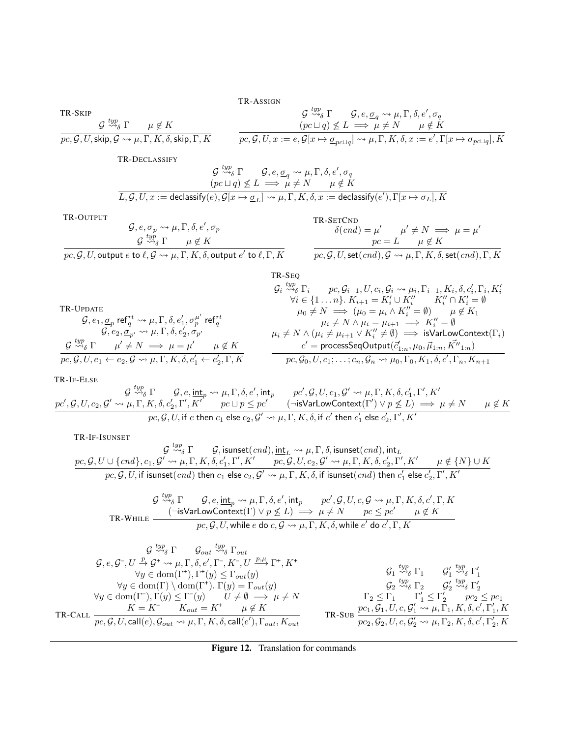TR-SKIP

$$\frac{\mathcal{G} \overset{typ}{\rightsquigarrow}_\delta \Gamma \qquad \mu \notin K}{pc, \mathcal{G}, U, \mathsf{skip}, \mathcal{G} \rightsquigarrow \mu, \Gamma, K, \delta, \mathsf{skip}, \Gamma, K}$$

TR-ASSIGN

$$\frac{\mathcal{G} \overset{typ}{\rightsquigarrow}_\delta \Gamma \qquad \mathcal{G}, e, \underline{\sigma}_q \rightsquigarrow \mu, \Gamma, \delta, e', \sigma_q \qquad (pc \sqcup q) \not\leq L \implies \mu \neq N \qquad \mu \notin K}{pc, \mathcal{G}, U, x := e, \mathcal{G}[x \mapsto \underline{\sigma}_{pc \sqcup q}] \rightsquigarrow \mu, \Gamma, K, \delta, x := e', \Gamma[x \mapsto \sigma_{pc \sqcup q}], K}$$

TR-DECLASSIFY

$$\frac{\mathcal{G} \overset{typ}{\rightsquigarrow}_\delta \Gamma \qquad \mathcal{G}, e, \underline{\sigma}_q \rightsquigarrow \mu, \Gamma, \delta, e', \sigma_q \qquad (pc \sqcup q) \not\leq L \implies \mu \neq N \qquad \mu \notin K}{L, \mathcal{G}, U, x := \mathsf{declassify}(e), \mathcal{G}[x \mapsto \underline{\sigma}_L] \rightsquigarrow \mu, \Gamma, K, \delta, x := \mathsf{declassify}(e'), \Gamma[x \mapsto \sigma_L], K}$$

TR-OUTPUT

$$\frac{\mathcal{G}, e, \underline{\sigma}_p \rightsquigarrow \mu, \Gamma, \delta, e', \sigma_p \qquad \mathcal{G} \overset{typ}{\rightsquigarrow}_\delta \Gamma \qquad \mu \notin K}{pc, \mathcal{G}, U, \mathsf{output}\ e\ \mathsf{to}\ \ell, \mathcal{G} \rightsquigarrow \mu, \Gamma, K, \delta, \mathsf{output}\ e'\ \mathsf{to}\ \ell, \Gamma, K}$$

TR-SETCND

$$\frac{\delta(cnd) = \mu' \qquad \mu' \neq N \implies \mu = \mu' \qquad pc = L \qquad \mu \notin K}{pc, \mathcal{G}, U, \mathsf{set}(cnd), \mathcal{G} \rightsquigarrow \mu, \Gamma, K, \delta, \mathsf{set}(cnd), \Gamma, K}$$

TR-UPDATE

$$\frac{\mathcal{G}, e_1, \underline{\sigma}_p\ \mathsf{ref}_q^{rt} \rightsquigarrow \mu, \Gamma, \delta, e_1', \sigma_p^{\mu'}\ \mathsf{ref}_q^{rt} \qquad \mathcal{G}, e_2, \underline{\sigma}_{p'} \rightsquigarrow \mu, \Gamma, \delta, e_2', \sigma_{p'} \qquad \mathcal{G} \overset{typ}{\rightsquigarrow}_\delta \Gamma \qquad \mu' \neq N \implies \mu = \mu' \qquad \mu \notin K}{pc, \mathcal{G}, U, e_1 \leftarrow e_2, \mathcal{G} \rightsquigarrow \mu, \Gamma, K, \delta, e_1' \leftarrow e_2', \Gamma, K}$$

TR-SEQ

$$\frac{\begin{array}{c} \mathcal{G}_i \overset{typ}{\rightsquigarrow}_\delta \Gamma_i \qquad pc, \mathcal{G}_{i-1}, U, c_i, \mathcal{G}_i \rightsquigarrow \mu_i, \Gamma_{i-1}, K_i, \delta, c_i', \Gamma_i, K_i' \\ \forall i \in \{1 \ldots n\}.\ K_{i+1} = K_i' \cup K_i'' \qquad K_i'' \cap K_i' = \emptyset \\ \mu_0 \neq N \implies (\mu_0 = \mu_i \wedge K_i'' = \emptyset) \qquad \mu \notin K_1 \\ \mu_i \neq N \wedge \mu_i = \mu_{i+1} \implies K_i'' = \emptyset \\ \mu_i \neq N \wedge (\mu_i \neq \mu_{i+1} \vee K_i'' \neq \emptyset) \implies \mathsf{isVarLowContext}(\Gamma_i) \\ c' = \mathsf{processSeqOutput}(\vec{c}'_{1:n}, \mu_0, \vec{\mu}_{1:n}, \vec{K''}_{1:n}) \end{array}}{pc, \mathcal{G}_0, U, c_1; \ldots; c_n, \mathcal{G}_n \rightsquigarrow \mu_0, \Gamma_0, K_1, \delta, c', \Gamma_n, K_{n+1}}$$

TR-IF-ELSE

$$\frac{\begin{array}{c} \mathcal{G} \overset{typ}{\rightsquigarrow}_\delta \Gamma \qquad \mathcal{G}, e, \underline{\mathsf{int}}_p \rightsquigarrow \mu, \Gamma, \delta, e', \mathsf{int}_p \qquad pc', \mathcal{G}, U, c_1, \mathcal{G}' \rightsquigarrow \mu, \Gamma, K, \delta, c_1', \Gamma', K' \\ pc', \mathcal{G}, U, c_2, \mathcal{G}' \rightsquigarrow \mu, \Gamma, K, \delta, c_2', \Gamma', K' \qquad pc \sqcup p \leq pc' \qquad (\neg\mathsf{isVarLowContext}(\Gamma') \vee p \not\leq L) \implies \mu \neq N \qquad \mu \notin K \end{array}}{pc, \mathcal{G}, U, \mathsf{if}\ e\ \mathsf{then}\ c_1\ \mathsf{else}\ c_2, \mathcal{G}' \rightsquigarrow \mu, \Gamma, K, \delta, \mathsf{if}\ e'\ \mathsf{then}\ c_1'\ \mathsf{else}\ c_2', \Gamma', K'}$$

TR-IF-ISUNSET

$$\frac{\begin{array}{c} \mathcal{G} \overset{typ}{\rightsquigarrow}_\delta \Gamma \qquad \mathcal{G}, \mathsf{isunset}(cnd), \underline{\mathsf{int}}_L \rightsquigarrow \mu, \Gamma, \delta, \mathsf{isunset}(cnd), \mathsf{int}_L \\ pc, \mathcal{G}, U \cup \{cnd\}, c_1, \mathcal{G}' \rightsquigarrow \mu, \Gamma, K, \delta, c_1', \Gamma', K' \qquad pc, \mathcal{G}, U, c_2, \mathcal{G}' \rightsquigarrow \mu, \Gamma, K, \delta, c_2', \Gamma', K' \qquad \mu \notin \{N\} \cup K \end{array}}{pc, \mathcal{G}, U, \mathsf{if}\ \mathsf{isunset}(cnd)\ \mathsf{then}\ c_1\ \mathsf{else}\ c_2, \mathcal{G}' \rightsquigarrow \mu, \Gamma, K, \delta, \mathsf{if}\ \mathsf{isunset}(cnd)\ \mathsf{then}\ c_1'\ \mathsf{else}\ c_2', \Gamma', K'}$$

TR-WHILE

$$\frac{\begin{array}{c} \mathcal{G} \overset{typ}{\rightsquigarrow}_\delta \Gamma \qquad \mathcal{G}, e, \underline{\mathsf{int}}_p \rightsquigarrow \mu, \Gamma, \delta, e', \mathsf{int}_p \qquad pc', \mathcal{G}, U, c, \mathcal{G} \rightsquigarrow \mu, \Gamma, K, \delta, c', \Gamma, K \\ (\neg\mathsf{isVarLowContext}(\Gamma) \vee p \not\leq L) \implies \mu \neq N \qquad pc \leq pc' \qquad \mu \notin K \end{array}}{pc, \mathcal{G}, U, \mathsf{while}\ e\ \mathsf{do}\ c, \mathcal{G} \rightsquigarrow \mu, \Gamma, K, \delta, \mathsf{while}\ e'\ \mathsf{do}\ c', \Gamma, K}$$

TR-CALL

$$\frac{\begin{array}{c} \mathcal{G} \overset{typ}{\rightsquigarrow}_\delta \Gamma \qquad \mathcal{G}_{out} \overset{typ}{\rightsquigarrow}_\delta \Gamma_{out} \\ \mathcal{G}, e, \mathcal{G}^-, U \xrightarrow{p} \mathcal{G}^+ \rightsquigarrow \mu, \Gamma, \delta, e', \Gamma^-, K^-, U \xrightarrow{p,\mu} \Gamma^+, K^+ \\ \forall y \in \mathrm{dom}(\Gamma^+), \Gamma^+(y) \leq \Gamma_{out}(y) \\ \forall y \in \mathrm{dom}(\Gamma) \setminus \mathrm{dom}(\Gamma^+).\ \Gamma(y) = \Gamma_{out}(y) \\ \forall y \in \mathrm{dom}(\Gamma^-), \Gamma(y) \leq \Gamma^-(y) \qquad U \neq \emptyset \implies \mu \neq N \\ K = K^- \qquad K_{out} = K^+ \qquad \mu \notin K \end{array}}{pc, \mathcal{G}, U, \mathsf{call}(e), \mathcal{G}_{out} \rightsquigarrow \mu, \Gamma, K, \delta, \mathsf{call}(e'), \Gamma_{out}, K_{out}}$$

TR-SUB

$$\frac{\begin{array}{c} \mathcal{G}_1 \overset{typ}{\rightsquigarrow}_\delta \Gamma_1 \qquad \mathcal{G}_1' \overset{typ}{\rightsquigarrow}_\delta \Gamma_1' \\ \mathcal{G}_2 \overset{typ}{\rightsquigarrow}_\delta \Gamma_2 \qquad \mathcal{G}_2' \overset{typ}{\rightsquigarrow}_\delta \Gamma_2' \\ \Gamma_2 \leq \Gamma_1 \qquad \Gamma_1' \leq \Gamma_2' \qquad pc_2 \leq pc_1 \\ pc_1, \mathcal{G}_1, U, c, \mathcal{G}_1' \rightsquigarrow \mu, \Gamma_1, K, \delta, c', \Gamma_1', K \end{array}}{pc_2, \mathcal{G}_2, U, c, \mathcal{G}_2' \rightsquigarrow \mu, \Gamma_2, K, \delta, c', \Gamma_2', K}$$

**Figure 12.** Translation for commands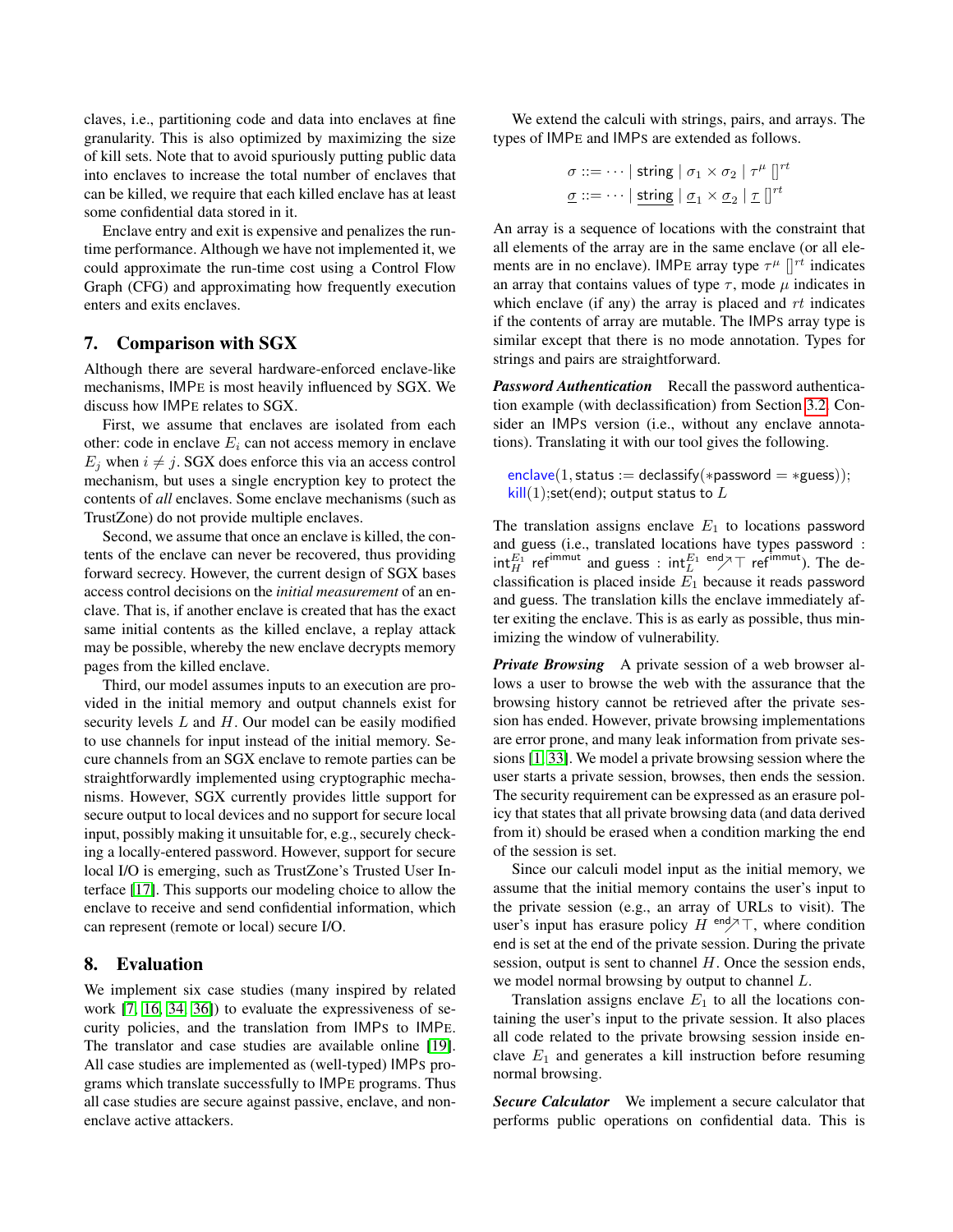claves, i.e., partitioning code and data into enclaves at fine granularity. This is also optimized by maximizing the size of kill sets. Note that to avoid spuriously putting public data into enclaves to increase the total number of enclaves that can be killed, we require that each killed enclave has at least some confidential data stored in it.

Enclave entry and exit is expensive and penalizes the runtime performance. Although we have not implemented it, we could approximate the run-time cost using a Control Flow Graph (CFG) and approximating how frequently execution enters and exits enclaves.

## 7. Comparison with SGX

Although there are several hardware-enforced enclave-like mechanisms, IMPE is most heavily influenced by SGX. We discuss how IMPE relates to SGX.

First, we assume that enclaves are isolated from each other: code in enclave $E_i$ can not access memory in enclave $E_j$ when $i \neq j$. SGX does enforce this via an access control mechanism, but uses a single encryption key to protect the contents of *all* enclaves. Some enclave mechanisms (such as TrustZone) do not provide multiple enclaves.

Second, we assume that once an enclave is killed, the contents of the enclave can never be recovered, thus providing forward secrecy. However, the current design of SGX bases access control decisions on the *initial measurement* of an enclave. That is, if another enclave is created that has the exact same initial contents as the killed enclave, a replay attack may be possible, whereby the new enclave decrypts memory pages from the killed enclave.

Third, our model assumes inputs to an execution are provided in the initial memory and output channels exist for security levels $L$ and $H$. Our model can be easily modified to use channels for input instead of the initial memory. Secure channels from an SGX enclave to remote parties can be straightforwardly implemented using cryptographic mechanisms. However, SGX currently provides little support for secure output to local devices and no support for secure local input, possibly making it unsuitable for, e.g., securely checking a locally-entered password. However, support for secure local I/O is emerging, such as TrustZone's Trusted User Interface [17]. This supports our modeling choice to allow the enclave to receive and send confidential information, which can represent (remote or local) secure I/O.

## 8. Evaluation

We implement six case studies (many inspired by related work [7, 16, 34, 36]) to evaluate the expressiveness of security policies, and the translation from IMPS to IMPE. The translator and case studies are available online [19]. All case studies are implemented as (well-typed) IMPS programs which translate successfully to IMPE programs. Thus all case studies are secure against passive, enclave, and non-enclave active attackers.

We extend the calculi with strings, pairs, and arrays. The types of IMPE and IMPS are extended as follows.

$$\sigma ::= \cdots \mid \mathsf{string} \mid \sigma_1 \times \sigma_2 \mid \tau^{\mu}\ []^{rt}$$
$$\underline{\sigma} ::= \cdots \mid \underline{\mathsf{string}} \mid \underline{\sigma}_1 \times \underline{\sigma}_2 \mid \underline{\tau}\ []^{rt}$$

An array is a sequence of locations with the constraint that all elements of the array are in the same enclave (or all elements are in no enclave). IMPE array type $\tau^{\mu}\ []^{rt}$ indicates an array that contains values of type $\tau$, mode $\mu$ indicates in which enclave (if any) the array is placed and $rt$ indicates if the contents of array are mutable. The IMPS array type is similar except that there is no mode annotation. Types for strings and pairs are straightforward.

***Password Authentication*** Recall the password authentication example (with declassification) from Section 3.2. Consider an IMPS version (i.e., without any enclave annotations). Translating it with our tool gives the following.

$\mathsf{enclave}(1, \mathsf{status} := \mathsf{declassify}(*\mathsf{password} = *\mathsf{guess}));$
$\mathsf{kill}(1); \mathsf{set}(\mathsf{end});\ \mathsf{output\ status\ to}\ L$

The translation assigns enclave $E_1$ to locations password and guess (i.e., translated locations have types password : $\mathsf{int}_H^{E_1}\ \mathsf{ref}^{\mathsf{immut}}$ and guess : $\mathsf{int}_L^{E_1\ \mathsf{end}}\!\nearrow\!\top\ \mathsf{ref}^{\mathsf{immut}}$). The declassification is placed inside $E_1$ because it reads password and guess. The translation kills the enclave immediately after exiting the enclave. This is as early as possible, thus minimizing the window of vulnerability.

***Private Browsing*** A private session of a web browser allows a user to browse the web with the assurance that the browsing history cannot be retrieved after the private session has ended. However, private browsing implementations are error prone, and many leak information from private sessions [1, 33]. We model a private browsing session where the user starts a private session, browses, then ends the session. The security requirement can be expressed as an erasure policy that states that all private browsing data (and data derived from it) should be erased when a condition marking the end of the session is set.

Since our calculi model input as the initial memory, we assume that the initial memory contains the user's input to the private session (e.g., an array of URLs to visit). The user's input has erasure policy $H\ {}^{\mathsf{end}}\!\nearrow\!\top$, where condition end is set at the end of the private session. During the private session, output is sent to channel $H$. Once the session ends, we model normal browsing by output to channel $L$.

Translation assigns enclave $E_1$ to all the locations containing the user's input to the private session. It also places all code related to the private browsing session inside enclave $E_1$ and generates a kill instruction before resuming normal browsing.

***Secure Calculator*** We implement a secure calculator that performs public operations on confidential data. This is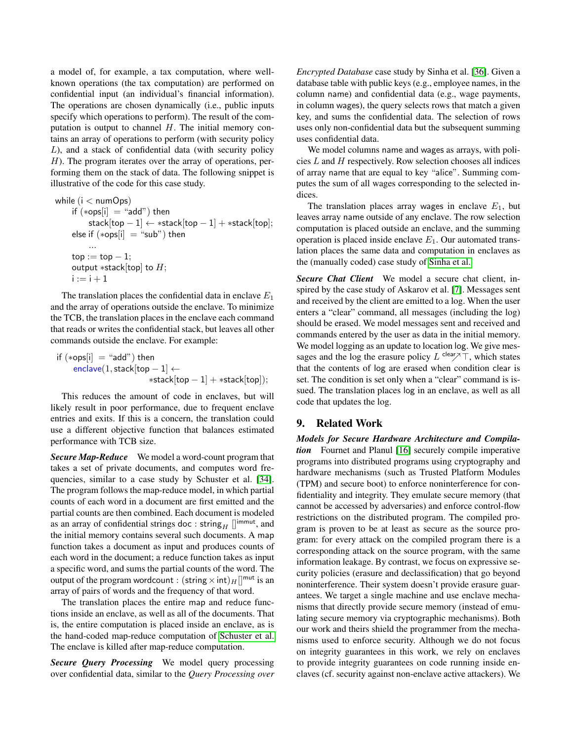a model of, for example, a tax computation, where well-known operations (the tax computation) are performed on confidential input (an individual's financial information). The operations are chosen dynamically (i.e., public inputs specify which operations to perform). The result of the computation is output to channel $H$. The initial memory contains an array of operations to perform (with security policy $L$), and a stack of confidential data (with security policy $H$). The program iterates over the array of operations, performing them on the stack of data. The following snippet is illustrative of the code for this case study.

```
while (i < numOps)
    if (*ops[i] = "add") then
        stack[top − 1] ← *stack[top − 1] + *stack[top];
    else if (*ops[i] = "sub") then
        ...
    top := top − 1;
    output *stack[top] to H;
    i := i + 1
```

The translation places the confidential data in enclave $E_1$ and the array of operations outside the enclave. To minimize the TCB, the translation places in the enclave each command that reads or writes the confidential stack, but leaves all other commands outside the enclave. For example:

```
if (*ops[i] = "add") then
    enclave(1, stack[top − 1] ←
                    *stack[top − 1] + *stack[top]);
```

This reduces the amount of code in enclaves, but will likely result in poor performance, due to frequent enclave entries and exits. If this is a concern, the translation could use a different objective function that balances estimated performance with TCB size.

***Secure Map-Reduce*** We model a word-count program that takes a set of private documents, and computes word frequencies, similar to a case study by Schuster et al. [34]. The program follows the map-reduce model, in which partial counts of each word in a document are first emitted and the partial counts are then combined. Each document is modeled as an array of confidential strings $\mathsf{doc} : \mathsf{string}_H\,[]^{\mathsf{immut}}$, and the initial memory contains several such documents. A map function takes a document as input and produces counts of each word in the document; a reduce function takes as input a specific word, and sums the partial counts of the word. The output of the program $\mathsf{wordcount} : (\mathsf{string} \times \mathsf{int})_H\,[]^{\mathsf{mut}}$ is an array of pairs of words and the frequency of that word.

The translation places the entire map and reduce functions inside an enclave, as well as all of the documents. That is, the entire computation is placed inside an enclave, as is the hand-coded map-reduce computation of Schuster et al. The enclave is killed after map-reduce computation.

***Secure Query Processing*** We model query processing over confidential data, similar to the *Query Processing over Encrypted Database* case study by Sinha et al. [36]. Given a database table with public keys (e.g., employee names, in the column name) and confidential data (e.g., wage payments, in column wages), the query selects rows that match a given key, and sums the confidential data. The selection of rows uses only non-confidential data but the subsequent summing uses confidential data.

We model columns name and wages as arrays, with policies $L$ and $H$ respectively. Row selection chooses all indices of array name that are equal to key "alice". Summing computes the sum of all wages corresponding to the selected indices.

The translation places array wages in enclave $E_1$, but leaves array name outside of any enclave. The row selection computation is placed outside an enclave, and the summing operation is placed inside enclave $E_1$. Our automated translation places the same data and computation in enclaves as the (manually coded) case study of Sinha et al.

***Secure Chat Client*** We model a secure chat client, inspired by the case study of Askarov et al. [7]. Messages sent and received by the client are emitted to a log. When the user enters a "clear" command, all messages (including the log) should be erased. We model messages sent and received and commands entered by the user as data in the initial memory. We model logging as an update to location log. We give messages and the log the erasure policy $L \overset{\mathsf{clear}}{\nearrow} \top$, which states that the contents of log are erased when condition clear is set. The condition is set only when a "clear" command is issued. The translation places log in an enclave, as well as all code that updates the log.

## 9. Related Work

***Models for Secure Hardware Architecture and Compilation*** Fournet and Planul [16] securely compile imperative programs into distributed programs using cryptography and hardware mechanisms (such as Trusted Platform Modules (TPM) and secure boot) to enforce noninterference for confidentiality and integrity. They emulate secure memory (that cannot be accessed by adversaries) and enforce control-flow restrictions on the distributed program. The compiled program is proven to be at least as secure as the source program: for every attack on the compiled program there is a corresponding attack on the source program, with the same information leakage. By contrast, we focus on expressive security policies (erasure and declassification) that go beyond noninterference. Their system doesn't provide erasure guarantees. We target a single machine and use enclave mechanisms that directly provide secure memory (instead of emulating secure memory via cryptographic mechanisms). Both our work and theirs shield the programmer from the mechanisms used to enforce security. Although we do not focus on integrity guarantees in this work, we rely on enclaves to provide integrity guarantees on code running inside enclaves (cf. security against non-enclave active attackers). We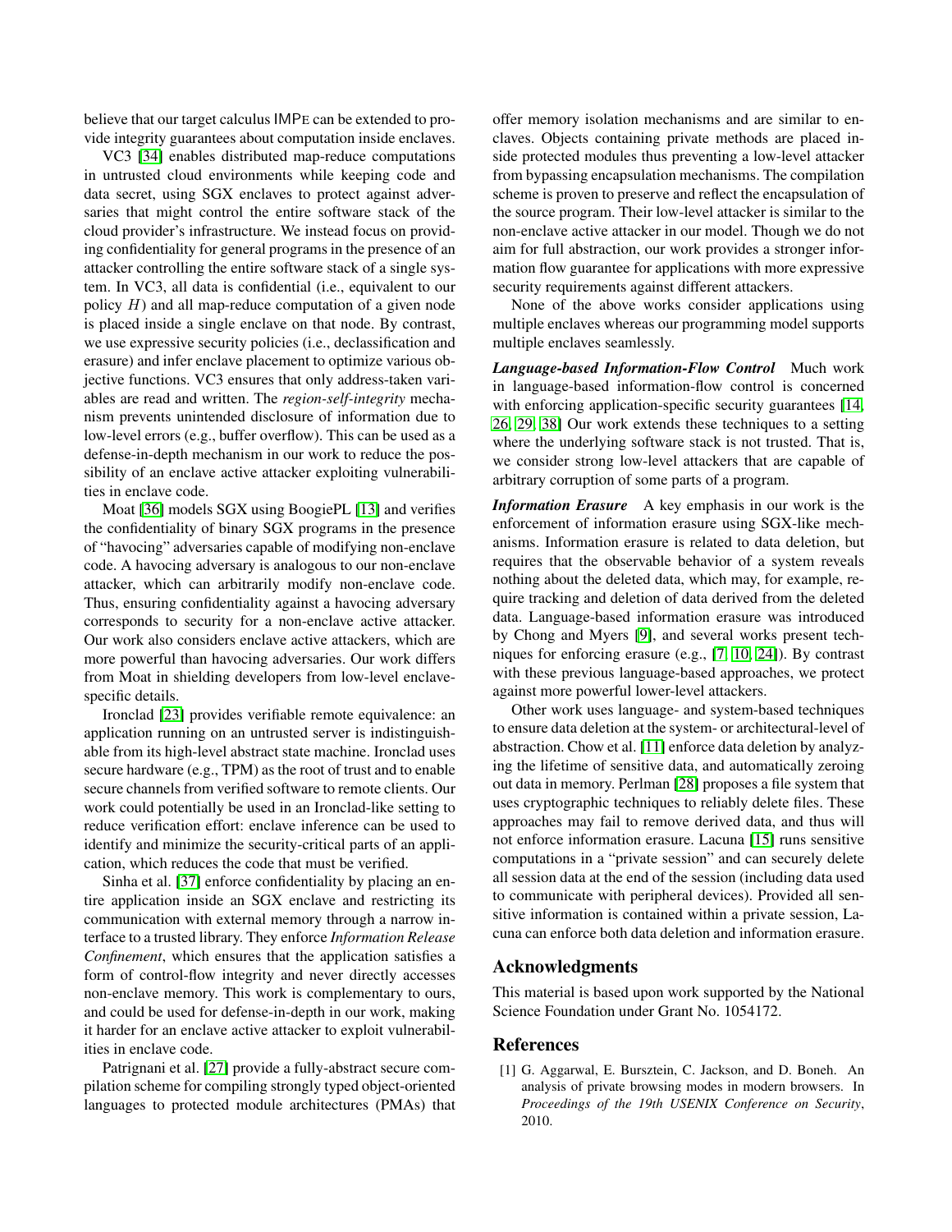believe that our target calculus IMPE can be extended to provide integrity guarantees about computation inside enclaves.

VC3 [34] enables distributed map-reduce computations in untrusted cloud environments while keeping code and data secret, using SGX enclaves to protect against adversaries that might control the entire software stack of the cloud provider's infrastructure. We instead focus on providing confidentiality for general programs in the presence of an attacker controlling the entire software stack of a single system. In VC3, all data is confidential (i.e., equivalent to our policy $H$) and all map-reduce computation of a given node is placed inside a single enclave on that node. By contrast, we use expressive security policies (i.e., declassification and erasure) and infer enclave placement to optimize various objective functions. VC3 ensures that only address-taken variables are read and written. The *region-self-integrity* mechanism prevents unintended disclosure of information due to low-level errors (e.g., buffer overflow). This can be used as a defense-in-depth mechanism in our work to reduce the possibility of an enclave active attacker exploiting vulnerabilities in enclave code.

Moat [36] models SGX using BoogiePL [13] and verifies the confidentiality of binary SGX programs in the presence of "havocing" adversaries capable of modifying non-enclave code. A havocing adversary is analogous to our non-enclave attacker, which can arbitrarily modify non-enclave code. Thus, ensuring confidentiality against a havocing adversary corresponds to security for a non-enclave active attacker. Our work also considers enclave active attackers, which are more powerful than havocing adversaries. Our work differs from Moat in shielding developers from low-level enclave-specific details.

Ironclad [23] provides verifiable remote equivalence: an application running on an untrusted server is indistinguishable from its high-level abstract state machine. Ironclad uses secure hardware (e.g., TPM) as the root of trust and to enable secure channels from verified software to remote clients. Our work could potentially be used in an Ironclad-like setting to reduce verification effort: enclave inference can be used to identify and minimize the security-critical parts of an application, which reduces the code that must be verified.

Sinha et al. [37] enforce confidentiality by placing an entire application inside an SGX enclave and restricting its communication with external memory through a narrow interface to a trusted library. They enforce *Information Release Confinement*, which ensures that the application satisfies a form of control-flow integrity and never directly accesses non-enclave memory. This work is complementary to ours, and could be used for defense-in-depth in our work, making it harder for an enclave active attacker to exploit vulnerabilities in enclave code.

Patrignani et al. [27] provide a fully-abstract secure compilation scheme for compiling strongly typed object-oriented languages to protected module architectures (PMAs) that offer memory isolation mechanisms and are similar to enclaves. Objects containing private methods are placed inside protected modules thus preventing a low-level attacker from bypassing encapsulation mechanisms. The compilation scheme is proven to preserve and reflect the encapsulation of the source program. Their low-level attacker is similar to the non-enclave active attacker in our model. Though we do not aim for full abstraction, our work provides a stronger information flow guarantee for applications with more expressive security requirements against different attackers.

None of the above works consider applications using multiple enclaves whereas our programming model supports multiple enclaves seamlessly.

***Language-based Information-Flow Control*** Much work in language-based information-flow control is concerned with enforcing application-specific security guarantees [14, 26, 29, 38] Our work extends these techniques to a setting where the underlying software stack is not trusted. That is, we consider strong low-level attackers that are capable of arbitrary corruption of some parts of a program.

***Information Erasure*** A key emphasis in our work is the enforcement of information erasure using SGX-like mechanisms. Information erasure is related to data deletion, but requires that the observable behavior of a system reveals nothing about the deleted data, which may, for example, require tracking and deletion of data derived from the deleted data. Language-based information erasure was introduced by Chong and Myers [9], and several works present techniques for enforcing erasure (e.g., [7, 10, 24]). By contrast with these previous language-based approaches, we protect against more powerful lower-level attackers.

Other work uses language- and system-based techniques to ensure data deletion at the system- or architectural-level of abstraction. Chow et al. [11] enforce data deletion by analyzing the lifetime of sensitive data, and automatically zeroing out data in memory. Perlman [28] proposes a file system that uses cryptographic techniques to reliably delete files. These approaches may fail to remove derived data, and thus will not enforce information erasure. Lacuna [15] runs sensitive computations in a "private session" and can securely delete all session data at the end of the session (including data used to communicate with peripheral devices). Provided all sensitive information is contained within a private session, Lacuna can enforce both data deletion and information erasure.

## Acknowledgments

This material is based upon work supported by the National Science Foundation under Grant No. 1054172.

## References

[1] G. Aggarwal, E. Bursztein, C. Jackson, and D. Boneh. An analysis of private browsing modes in modern browsers. In *Proceedings of the 19th USENIX Conference on Security*, 2010.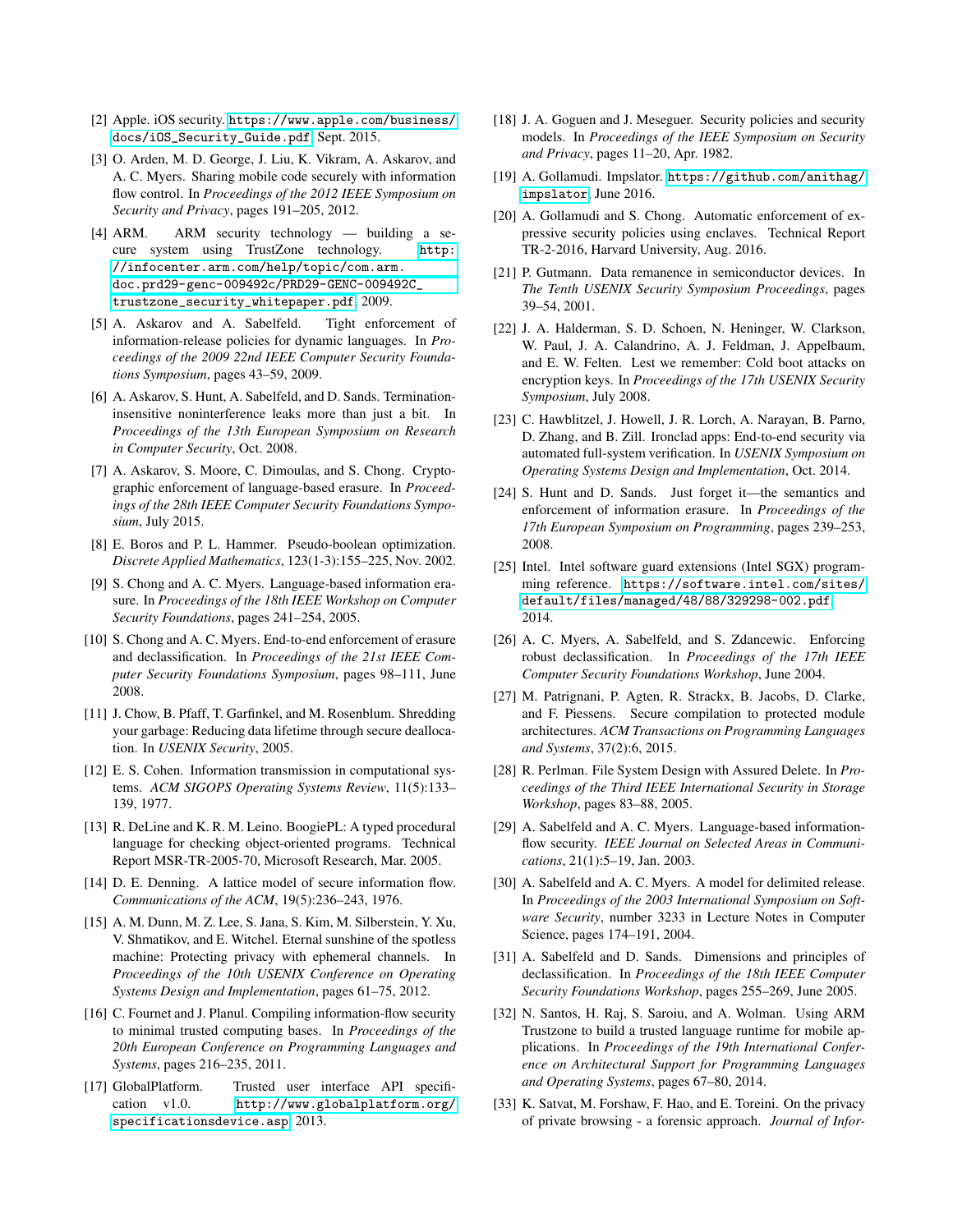[2] Apple. iOS security. https://www.apple.com/business/docs/iOS_Security_Guide.pdf, Sept. 2015.

[3] O. Arden, M. D. George, J. Liu, K. Vikram, A. Askarov, and A. C. Myers. Sharing mobile code securely with information flow control. In *Proceedings of the 2012 IEEE Symposium on Security and Privacy*, pages 191–205, 2012.

[4] ARM. ARM security technology — building a secure system using TrustZone technology. http://infocenter.arm.com/help/topic/com.arm.doc.prd29-genc-009492c/PRD29-GENC-009492C_trustzone_security_whitepaper.pdf, 2009.

[5] A. Askarov and A. Sabelfeld. Tight enforcement of information-release policies for dynamic languages. In *Proceedings of the 2009 22nd IEEE Computer Security Foundations Symposium*, pages 43–59, 2009.

[6] A. Askarov, S. Hunt, A. Sabelfeld, and D. Sands. Termination-insensitive noninterference leaks more than just a bit. In *Proceedings of the 13th European Symposium on Research in Computer Security*, Oct. 2008.

[7] A. Askarov, S. Moore, C. Dimoulas, and S. Chong. Cryptographic enforcement of language-based erasure. In *Proceedings of the 28th IEEE Computer Security Foundations Symposium*, July 2015.

[8] E. Boros and P. L. Hammer. Pseudo-boolean optimization. *Discrete Applied Mathematics*, 123(1-3):155–225, Nov. 2002.

[9] S. Chong and A. C. Myers. Language-based information erasure. In *Proceedings of the 18th IEEE Workshop on Computer Security Foundations*, pages 241–254, 2005.

[10] S. Chong and A. C. Myers. End-to-end enforcement of erasure and declassification. In *Proceedings of the 21st IEEE Computer Security Foundations Symposium*, pages 98–111, June 2008.

[11] J. Chow, B. Pfaff, T. Garfinkel, and M. Rosenblum. Shredding your garbage: Reducing data lifetime through secure deallocation. In *USENIX Security*, 2005.

[12] E. S. Cohen. Information transmission in computational systems. *ACM SIGOPS Operating Systems Review*, 11(5):133–139, 1977.

[13] R. DeLine and K. R. M. Leino. BoogiePL: A typed procedural language for checking object-oriented programs. Technical Report MSR-TR-2005-70, Microsoft Research, Mar. 2005.

[14] D. E. Denning. A lattice model of secure information flow. *Communications of the ACM*, 19(5):236–243, 1976.

[15] A. M. Dunn, M. Z. Lee, S. Jana, S. Kim, M. Silberstein, Y. Xu, V. Shmatikov, and E. Witchel. Eternal sunshine of the spotless machine: Protecting privacy with ephemeral channels. In *Proceedings of the 10th USENIX Conference on Operating Systems Design and Implementation*, pages 61–75, 2012.

[16] C. Fournet and J. Planul. Compiling information-flow security to minimal trusted computing bases. In *Proceedings of the 20th European Conference on Programming Languages and Systems*, pages 216–235, 2011.

[17] GlobalPlatform. Trusted user interface API specification v1.0. http://www.globalplatform.org/specificationsdevice.asp, 2013.

[18] J. A. Goguen and J. Meseguer. Security policies and security models. In *Proceedings of the IEEE Symposium on Security and Privacy*, pages 11–20, Apr. 1982.

[19] A. Gollamudi. Impslator. https://github.com/anithag/impslator, June 2016.

[20] A. Gollamudi and S. Chong. Automatic enforcement of expressive security policies using enclaves. Technical Report TR-2-2016, Harvard University, Aug. 2016.

[21] P. Gutmann. Data remanence in semiconductor devices. In *The Tenth USENIX Security Symposium Proceedings*, pages 39–54, 2001.

[22] J. A. Halderman, S. D. Schoen, N. Heninger, W. Clarkson, W. Paul, J. A. Calandrino, A. J. Feldman, J. Appelbaum, and E. W. Felten. Lest we remember: Cold boot attacks on encryption keys. In *Proceedings of the 17th USENIX Security Symposium*, July 2008.

[23] C. Hawblitzel, J. Howell, J. R. Lorch, A. Narayan, B. Parno, D. Zhang, and B. Zill. Ironclad apps: End-to-end security via automated full-system verification. In *USENIX Symposium on Operating Systems Design and Implementation*, Oct. 2014.

[24] S. Hunt and D. Sands. Just forget it—the semantics and enforcement of information erasure. In *Proceedings of the 17th European Symposium on Programming*, pages 239–253, 2008.

[25] Intel. Intel software guard extensions (Intel SGX) programming reference. https://software.intel.com/sites/default/files/managed/48/88/329298-002.pdf, 2014.

[26] A. C. Myers, A. Sabelfeld, and S. Zdancewic. Enforcing robust declassification. In *Proceedings of the 17th IEEE Computer Security Foundations Workshop*, June 2004.

[27] M. Patrignani, P. Agten, R. Strackx, B. Jacobs, D. Clarke, and F. Piessens. Secure compilation to protected module architectures. *ACM Transactions on Programming Languages and Systems*, 37(2):6, 2015.

[28] R. Perlman. File System Design with Assured Delete. In *Proceedings of the Third IEEE International Security in Storage Workshop*, pages 83–88, 2005.

[29] A. Sabelfeld and A. C. Myers. Language-based information-flow security. *IEEE Journal on Selected Areas in Communications*, 21(1):5–19, Jan. 2003.

[30] A. Sabelfeld and A. C. Myers. A model for delimited release. In *Proceedings of the 2003 International Symposium on Software Security*, number 3233 in Lecture Notes in Computer Science, pages 174–191, 2004.

[31] A. Sabelfeld and D. Sands. Dimensions and principles of declassification. In *Proceedings of the 18th IEEE Computer Security Foundations Workshop*, pages 255–269, June 2005.

[32] N. Santos, H. Raj, S. Saroiu, and A. Wolman. Using ARM Trustzone to build a trusted language runtime for mobile applications. In *Proceedings of the 19th International Conference on Architectural Support for Programming Languages and Operating Systems*, pages 67–80, 2014.

[33] K. Satvat, M. Forshaw, F. Hao, and E. Toreini. On the privacy of private browsing - a forensic approach. *Journal of Infor-*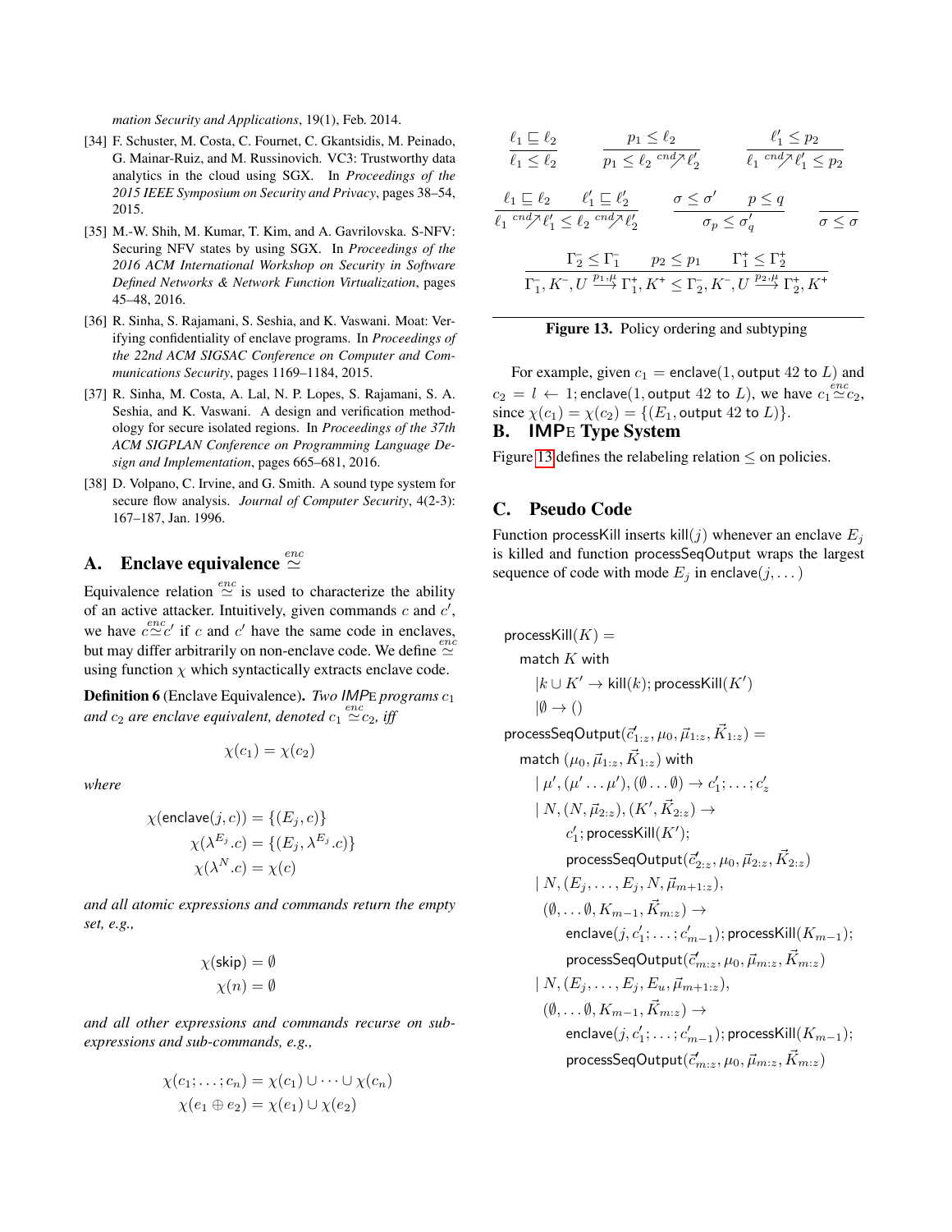*mation Security and Applications*, 19(1), Feb. 2014.

[34] F. Schuster, M. Costa, C. Fournet, C. Gkantsidis, M. Peinado, G. Mainar-Ruiz, and M. Russinovich. VC3: Trustworthy data analytics in the cloud using SGX. In *Proceedings of the 2015 IEEE Symposium on Security and Privacy*, pages 38–54, 2015.

[35] M.-W. Shih, M. Kumar, T. Kim, and A. Gavrilovska. S-NFV: Securing NFV states by using SGX. In *Proceedings of the 2016 ACM International Workshop on Security in Software Defined Networks & Network Function Virtualization*, pages 45–48, 2016.

[36] R. Sinha, S. Rajamani, S. Seshia, and K. Vaswani. Moat: Verifying confidentiality of enclave programs. In *Proceedings of the 22nd ACM SIGSAC Conference on Computer and Communications Security*, pages 1169–1184, 2015.

[37] R. Sinha, M. Costa, A. Lal, N. P. Lopes, S. Rajamani, S. A. Seshia, and K. Vaswani. A design and verification methodology for secure isolated regions. In *Proceedings of the 37th ACM SIGPLAN Conference on Programming Language Design and Implementation*, pages 665–681, 2016.

[38] D. Volpano, C. Irvine, and G. Smith. A sound type system for secure flow analysis. *Journal of Computer Security*, 4(2-3): 167–187, Jan. 1996.

## A. Enclave equivalence $\overset{enc}{\simeq}$

Equivalence relation $\overset{enc}{\simeq}$ is used to characterize the ability of an active attacker. Intuitively, given commands $c$ and $c'$, we have $c \overset{enc}{\simeq} c'$ if $c$ and $c'$ have the same code in enclaves, but may differ arbitrarily on non-enclave code. We define $\overset{enc}{\simeq}$ using function $\chi$ which syntactically extracts enclave code.

**Definition 6** (Enclave Equivalence). *Two IMPE programs $c_1$ and $c_2$ are enclave equivalent, denoted $c_1 \overset{enc}{\simeq} c_2$, iff*

$$\chi(c_1) = \chi(c_2)$$

*where*

$$\chi(\mathsf{enclave}(j, c)) = \{(E_j, c)\}$$
$$\chi(\lambda^{E_j}.c) = \{(E_j, \lambda^{E_j}.c)\}$$
$$\chi(\lambda^{N}.c) = \chi(c)$$

*and all atomic expressions and commands return the empty set, e.g.,*

$$\chi(\mathsf{skip}) = \emptyset$$
$$\chi(n) = \emptyset$$

*and all other expressions and commands recurse on sub-expressions and sub-commands, e.g.,*

$$\chi(c_1; \dots; c_n) = \chi(c_1) \cup \dots \cup \chi(c_n)$$
$$\chi(e_1 \oplus e_2) = \chi(e_1) \cup \chi(e_2)$$

$$\frac{\ell_1 \sqsubseteq \ell_2}{\ell_1 \le \ell_2} \qquad \frac{p_1 \le \ell_2}{p_1 \le \ell_2 \overset{cnd}{\nearrow} \ell_2'} \qquad \frac{\ell_1' \le p_2}{\ell_1 \overset{cnd}{\nearrow} \ell_1' \le p_2}$$

$$\frac{\ell_1 \sqsubseteq \ell_2 \qquad \ell_1' \sqsubseteq \ell_2'}{\ell_1 \overset{cnd}{\nearrow} \ell_1' \le \ell_2 \overset{cnd}{\nearrow} \ell_2'} \qquad \frac{\sigma \le \sigma' \qquad p \le q}{\sigma_p \le \sigma_q'} \qquad \frac{}{\sigma \le \sigma}$$

$$\frac{\Gamma_2^- \le \Gamma_1^- \qquad p_2 \le p_1 \qquad \Gamma_1^+ \le \Gamma_2^+}{\Gamma_1^-, K^-, U \xrightarrow{p_1, \mu} \Gamma_1^+, K^+ \le \Gamma_2^-, K^-, U \xrightarrow{p_2, \mu} \Gamma_2^+, K^+}$$

**Figure 13.** Policy ordering and subtyping

For example, given $c_1 = \mathsf{enclave}(1, \mathsf{output}\ 42\ \mathsf{to}\ L)$ and $c_2 = l \leftarrow 1; \mathsf{enclave}(1, \mathsf{output}\ 42\ \mathsf{to}\ L)$, we have $c_1 \overset{enc}{\simeq} c_2$, since $\chi(c_1) = \chi(c_2) = \{(E_1, \mathsf{output}\ 42\ \mathsf{to}\ L)\}$.

## B. IMPE Type System

Figure 13 defines the relabeling relation $\le$ on policies.

## C. Pseudo Code

Function processKill inserts $\mathsf{kill}(j)$ whenever an enclave $E_j$ is killed and function processSeqOutput wraps the largest sequence of code with mode $E_j$ in $\mathsf{enclave}(j, \dots)$

$$
\begin{aligned}
&\mathsf{processKill}(K) = \\
&\quad \mathsf{match}\ K\ \mathsf{with} \\
&\qquad |k \cup K' \rightarrow \mathsf{kill}(k); \mathsf{processKill}(K') \\
&\qquad |\emptyset \rightarrow () \\
&\mathsf{processSeqOutput}(\vec{c}'_{1:z}, \mu_0, \vec{\mu}_{1:z}, \vec{K}_{1:z}) = \\
&\quad \mathsf{match}\ (\mu_0, \vec{\mu}_{1:z}, \vec{K}_{1:z})\ \mathsf{with} \\
&\qquad |\ \mu', (\mu' \dots \mu'), (\emptyset \dots \emptyset) \rightarrow c'_1; \dots; c'_z \\
&\qquad |\ N, (N, \vec{\mu}_{2:z}), (K', \vec{K}_{2:z}) \rightarrow \\
&\qquad\quad c'_1; \mathsf{processKill}(K'); \\
&\qquad\quad \mathsf{processSeqOutput}(\vec{c}'_{2:z}, \mu_0, \vec{\mu}_{2:z}, \vec{K}_{2:z}) \\
&\qquad |\ N, (E_j, \dots, E_j, N, \vec{\mu}_{m+1:z}), \\
&\qquad\quad (\emptyset, \dots \emptyset, K_{m-1}, \vec{K}_{m:z}) \rightarrow \\
&\qquad\quad \mathsf{enclave}(j, c'_1; \dots; c'_{m-1}); \mathsf{processKill}(K_{m-1}); \\
&\qquad\quad \mathsf{processSeqOutput}(\vec{c}'_{m:z}, \mu_0, \vec{\mu}_{m:z}, \vec{K}_{m:z}) \\
&\qquad |\ N, (E_j, \dots, E_j, E_u, \vec{\mu}_{m+1:z}), \\
&\qquad\quad (\emptyset, \dots \emptyset, K_{m-1}, \vec{K}_{m:z}) \rightarrow \\
&\qquad\quad \mathsf{enclave}(j, c'_1; \dots; c'_{m-1}); \mathsf{processKill}(K_{m-1}); \\
&\qquad\quad \mathsf{processSeqOutput}(\vec{c}'_{m:z}, \mu_0, \vec{\mu}_{m:z}, \vec{K}_{m:z})
\end{aligned}
$$